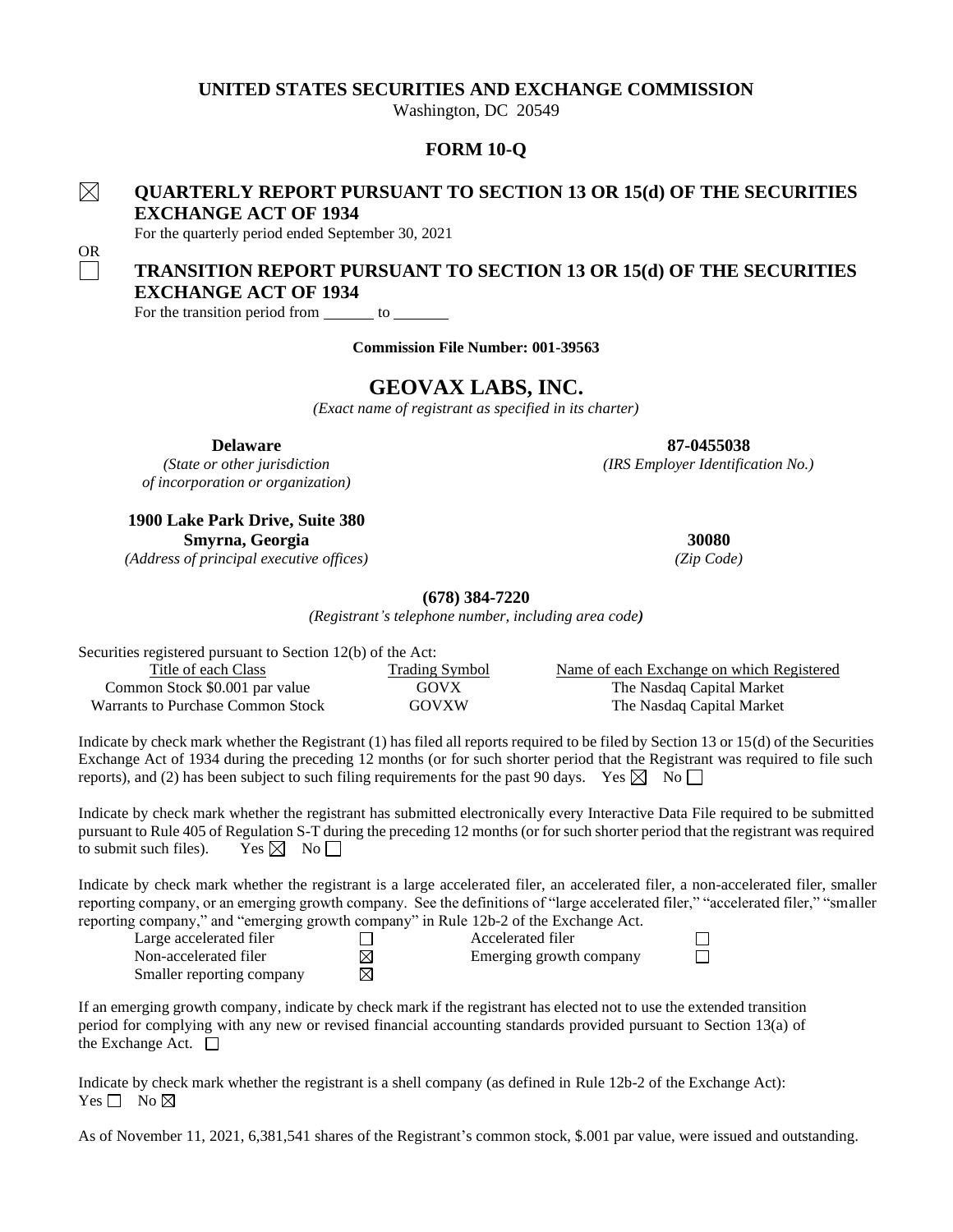**UNITED STATES SECURITIES AND EXCHANGE COMMISSION**
Washington, DC 20549

# FORM 10-Q

☒ **QUARTERLY REPORT PURSUANT TO SECTION 13 OR 15(d) OF THE SECURITIES EXCHANGE ACT OF 1934**

For the quarterly period ended September 30, 2021

OR

☐ **TRANSITION REPORT PURSUANT TO SECTION 13 OR 15(d) OF THE SECURITIES EXCHANGE ACT OF 1934**

For the transition period from ______ to ______

**Commission File Number: 001-39563**

# GEOVAX LABS, INC.

*(Exact name of registrant as specified in its charter)*

| | |
|---|---|
| **Delaware** | **87-0455038** |
| *(State or other jurisdiction of incorporation or organization)* | *(IRS Employer Identification No.)* |
| **1900 Lake Park Drive, Suite 380 Smyrna, Georgia** | **30080** |
| *(Address of principal executive offices)* | *(Zip Code)* |

**(678) 384-7220**
*(Registrant's telephone number, including area code)*

Securities registered pursuant to Section 12(b) of the Act:

| Title of each Class | Trading Symbol | Name of each Exchange on which Registered |
|---|---|---|
| Common Stock $0.001 par value | GOVX | The Nasdaq Capital Market |
| Warrants to Purchase Common Stock | GOVXW | The Nasdaq Capital Market |

Indicate by check mark whether the Registrant (1) has filed all reports required to be filed by Section 13 or 15(d) of the Securities Exchange Act of 1934 during the preceding 12 months (or for such shorter period that the Registrant was required to file such reports), and (2) has been subject to such filing requirements for the past 90 days. Yes ☒ No ☐

Indicate by check mark whether the registrant has submitted electronically every Interactive Data File required to be submitted pursuant to Rule 405 of Regulation S-T during the preceding 12 months (or for such shorter period that the registrant was required to submit such files). Yes ☒ No ☐

Indicate by check mark whether the registrant is a large accelerated filer, an accelerated filer, a non-accelerated filer, smaller reporting company, or an emerging growth company. See the definitions of "large accelerated filer," "accelerated filer," "smaller reporting company," and "emerging growth company" in Rule 12b-2 of the Exchange Act.

| | | | |
|---|---|---|---|
| Large accelerated filer | ☐ | Accelerated filer | ☐ |
| Non-accelerated filer | ☒ | Emerging growth company | ☐ |
| Smaller reporting company | ☒ | | |

If an emerging growth company, indicate by check mark if the registrant has elected not to use the extended transition period for complying with any new or revised financial accounting standards provided pursuant to Section 13(a) of the Exchange Act. ☐

Indicate by check mark whether the registrant is a shell company (as defined in Rule 12b-2 of the Exchange Act):
Yes ☐ No ☒

As of November 11, 2021, 6,381,541 shares of the Registrant's common stock, $.001 par value, were issued and outstanding.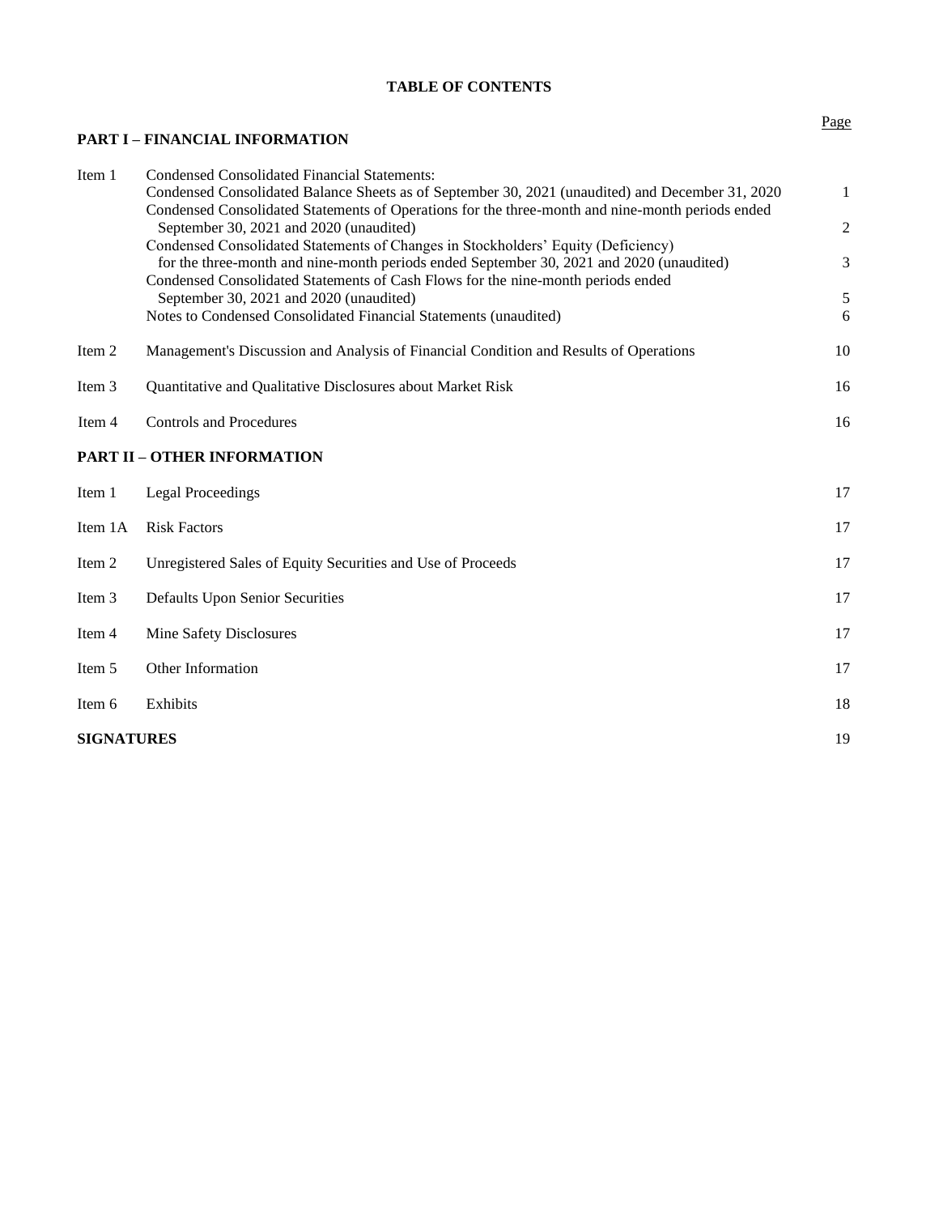**TABLE OF CONTENTS**

| | | Page |
|---|---|---|
| **PART I – FINANCIAL INFORMATION** | | |
| Item 1 | Condensed Consolidated Financial Statements: | |
| | Condensed Consolidated Balance Sheets as of September 30, 2021 (unaudited) and December 31, 2020 | 1 |
| | Condensed Consolidated Statements of Operations for the three-month and nine-month periods ended September 30, 2021 and 2020 (unaudited) | 2 |
| | Condensed Consolidated Statements of Changes in Stockholders' Equity (Deficiency) for the three-month and nine-month periods ended September 30, 2021 and 2020 (unaudited) | 3 |
| | Condensed Consolidated Statements of Cash Flows for the nine-month periods ended September 30, 2021 and 2020 (unaudited) | 5 |
| | Notes to Condensed Consolidated Financial Statements (unaudited) | 6 |
| Item 2 | Management's Discussion and Analysis of Financial Condition and Results of Operations | 10 |
| Item 3 | Quantitative and Qualitative Disclosures about Market Risk | 16 |
| Item 4 | Controls and Procedures | 16 |
| **PART II – OTHER INFORMATION** | | |
| Item 1 | Legal Proceedings | 17 |
| Item 1A | Risk Factors | 17 |
| Item 2 | Unregistered Sales of Equity Securities and Use of Proceeds | 17 |
| Item 3 | Defaults Upon Senior Securities | 17 |
| Item 4 | Mine Safety Disclosures | 17 |
| Item 5 | Other Information | 17 |
| Item 6 | Exhibits | 18 |
| **SIGNATURES** | | 19 |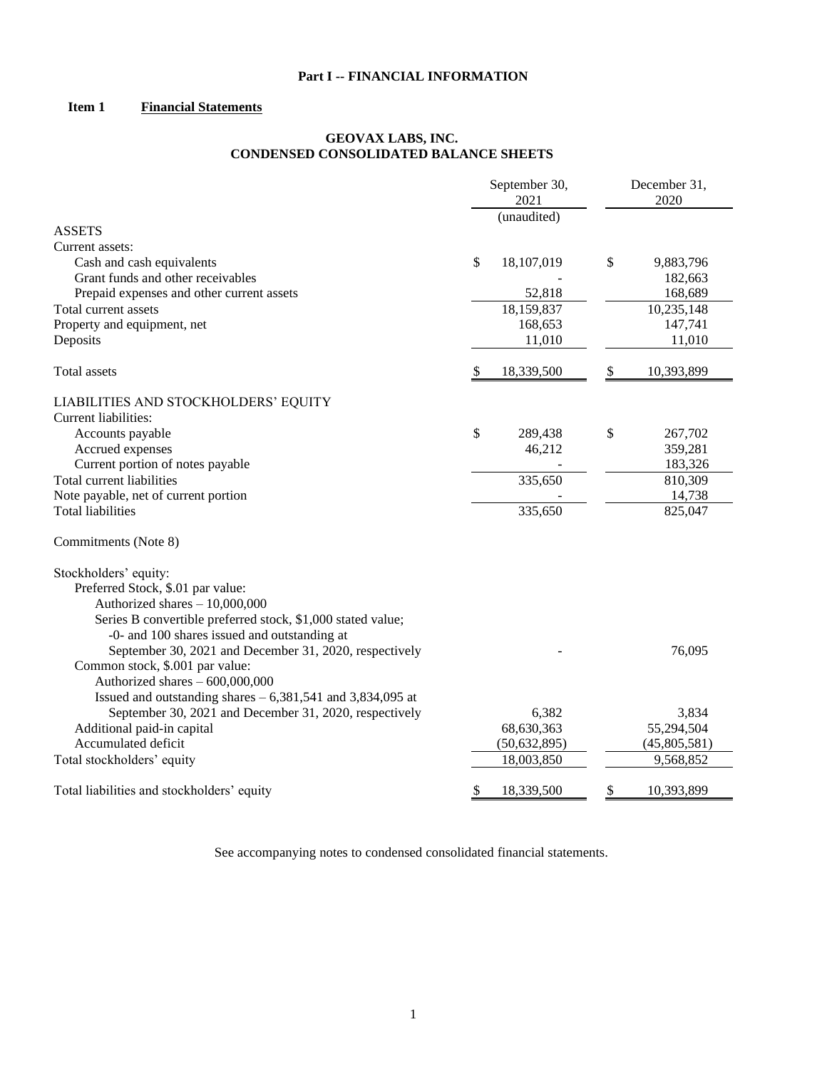**Part I -- FINANCIAL INFORMATION**

**Item 1 Financial Statements**

**GEOVAX LABS, INC.**
**CONDENSED CONSOLIDATED BALANCE SHEETS**

| | September 30, 2021 (unaudited) | December 31, 2020 |
|---|---|---|
| ASSETS | | |
| Current assets: | | |
| Cash and cash equivalents | $ 18,107,019 | $ 9,883,796 |
| Grant funds and other receivables | - | 182,663 |
| Prepaid expenses and other current assets | 52,818 | 168,689 |
| Total current assets | 18,159,837 | 10,235,148 |
| Property and equipment, net | 168,653 | 147,741 |
| Deposits | 11,010 | 11,010 |
| Total assets | $ 18,339,500 | $ 10,393,899 |
| LIABILITIES AND STOCKHOLDERS' EQUITY | | |
| Current liabilities: | | |
| Accounts payable | $ 289,438 | $ 267,702 |
| Accrued expenses | 46,212 | 359,281 |
| Current portion of notes payable | - | 183,326 |
| Total current liabilities | 335,650 | 810,309 |
| Note payable, net of current portion | - | 14,738 |
| Total liabilities | 335,650 | 825,047 |
| Commitments (Note 8) | | |
| Stockholders' equity: | | |
| Preferred Stock, $.01 par value: | | |
| Authorized shares – 10,000,000 | | |
| Series B convertible preferred stock, $1,000 stated value; -0- and 100 shares issued and outstanding at September 30, 2021 and December 31, 2020, respectively | - | 76,095 |
| Common stock, $.001 par value: | | |
| Authorized shares – 600,000,000 | | |
| Issued and outstanding shares – 6,381,541 and 3,834,095 at September 30, 2021 and December 31, 2020, respectively | 6,382 | 3,834 |
| Additional paid-in capital | 68,630,363 | 55,294,504 |
| Accumulated deficit | (50,632,895) | (45,805,581) |
| Total stockholders' equity | 18,003,850 | 9,568,852 |
| Total liabilities and stockholders' equity | $ 18,339,500 | $ 10,393,899 |

See accompanying notes to condensed consolidated financial statements.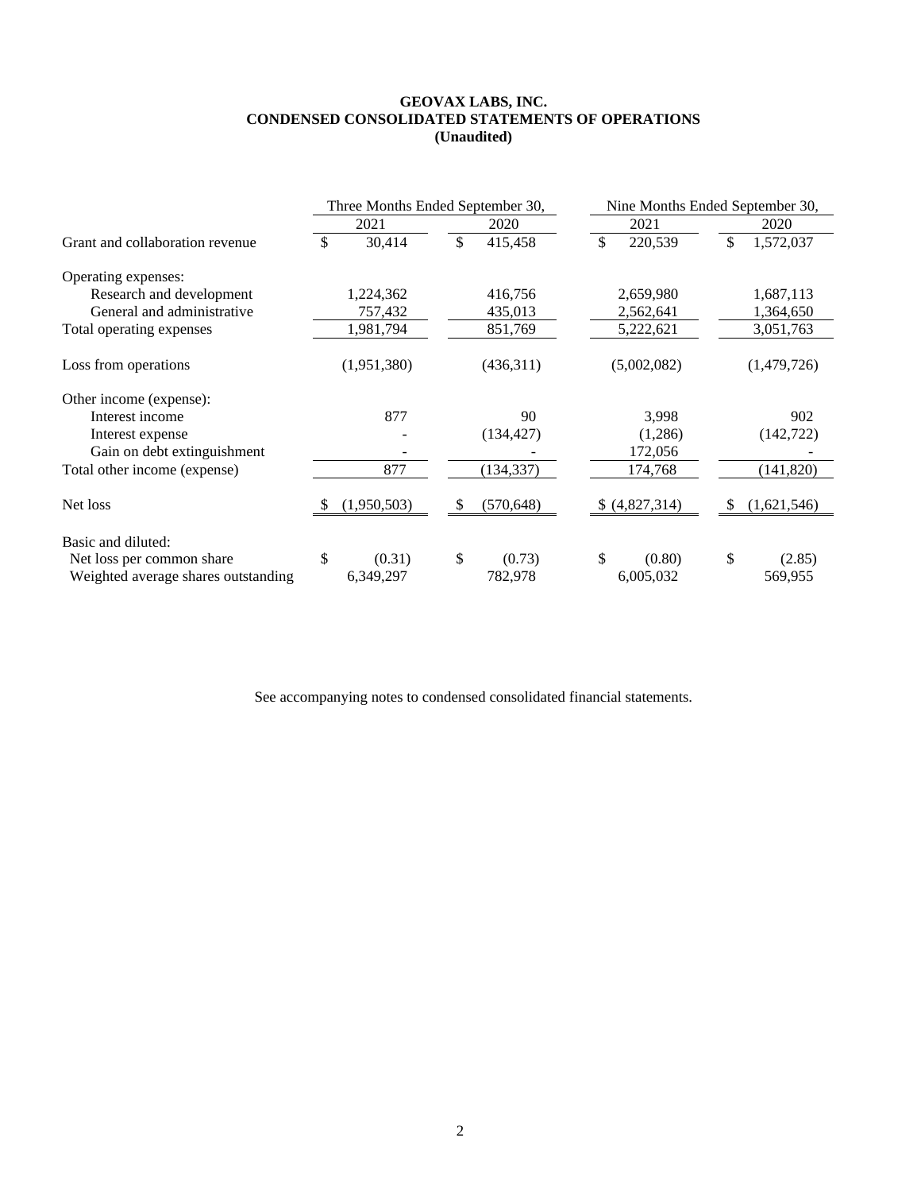# GEOVAX LABS, INC.
## CONDENSED CONSOLIDATED STATEMENTS OF OPERATIONS
### (Unaudited)

| | Three Months Ended September 30, | | Nine Months Ended September 30, | |
|---|---|---|---|---|
| | 2021 | 2020 | 2021 | 2020 |
| Grant and collaboration revenue | $ 30,414 | $ 415,458 | $ 220,539 | $ 1,572,037 |
| Operating expenses: | | | | |
| Research and development | 1,224,362 | 416,756 | 2,659,980 | 1,687,113 |
| General and administrative | 757,432 | 435,013 | 2,562,641 | 1,364,650 |
| Total operating expenses | 1,981,794 | 851,769 | 5,222,621 | 3,051,763 |
| Loss from operations | (1,951,380) | (436,311) | (5,002,082) | (1,479,726) |
| Other income (expense): | | | | |
| Interest income | 877 | 90 | 3,998 | 902 |
| Interest expense | - | (134,427) | (1,286) | (142,722) |
| Gain on debt extinguishment | - | - | 172,056 | - |
| Total other income (expense) | 877 | (134,337) | 174,768 | (141,820) |
| Net loss | $ (1,950,503) | $ (570,648) | $ (4,827,314) | $ (1,621,546) |
| Basic and diluted: | | | | |
| Net loss per common share | $ (0.31) | $ (0.73) | $ (0.80) | $ (2.85) |
| Weighted average shares outstanding | 6,349,297 | 782,978 | 6,005,032 | 569,955 |

See accompanying notes to condensed consolidated financial statements.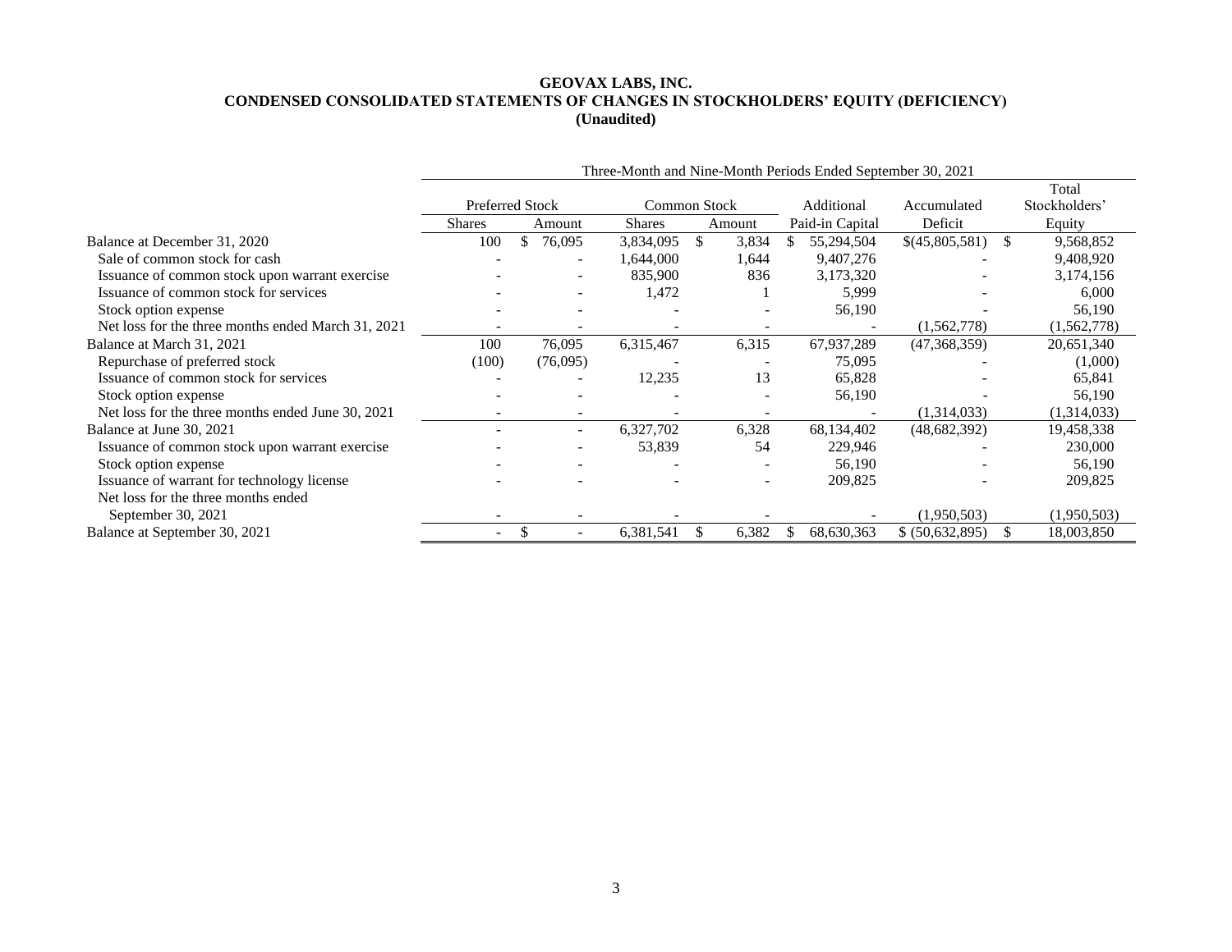# GEOVAX LABS, INC.
## CONDENSED CONSOLIDATED STATEMENTS OF CHANGES IN STOCKHOLDERS' EQUITY (DEFICIENCY)
### (Unaudited)

| | Three-Month and Nine-Month Periods Ended September 30, 2021 | | | | | | |
|---|---|---|---|---|---|---|---|
| | Preferred Stock | | Common Stock | | Additional | Accumulated | Total Stockholders' |
| | Shares | Amount | Shares | Amount | Paid-in Capital | Deficit | Equity |
| Balance at December 31, 2020 | 100 | $ 76,095 | 3,834,095 | $ 3,834 | $ 55,294,504 | $(45,805,581) | $ 9,568,852 |
| Sale of common stock for cash | - | - | 1,644,000 | 1,644 | 9,407,276 | - | 9,408,920 |
| Issuance of common stock upon warrant exercise | - | - | 835,900 | 836 | 3,173,320 | - | 3,174,156 |
| Issuance of common stock for services | - | - | 1,472 | 1 | 5,999 | - | 6,000 |
| Stock option expense | - | - | - | - | 56,190 | - | 56,190 |
| Net loss for the three months ended March 31, 2021 | - | - | - | - | - | (1,562,778) | (1,562,778) |
| Balance at March 31, 2021 | 100 | 76,095 | 6,315,467 | 6,315 | 67,937,289 | (47,368,359) | 20,651,340 |
| Repurchase of preferred stock | (100) | (76,095) | - | - | 75,095 | - | (1,000) |
| Issuance of common stock for services | - | - | 12,235 | 13 | 65,828 | - | 65,841 |
| Stock option expense | - | - | - | - | 56,190 | - | 56,190 |
| Net loss for the three months ended June 30, 2021 | - | - | - | - | - | (1,314,033) | (1,314,033) |
| Balance at June 30, 2021 | - | - | 6,327,702 | 6,328 | 68,134,402 | (48,682,392) | 19,458,338 |
| Issuance of common stock upon warrant exercise | - | - | 53,839 | 54 | 229,946 | - | 230,000 |
| Stock option expense | - | - | - | - | 56,190 | - | 56,190 |
| Issuance of warrant for technology license | - | - | - | - | 209,825 | - | 209,825 |
| Net loss for the three months ended September 30, 2021 | - | - | - | - | - | (1,950,503) | (1,950,503) |
| Balance at September 30, 2021 | - | $ - | 6,381,541 | $ 6,382 | $ 68,630,363 | $ (50,632,895) | $ 18,003,850 |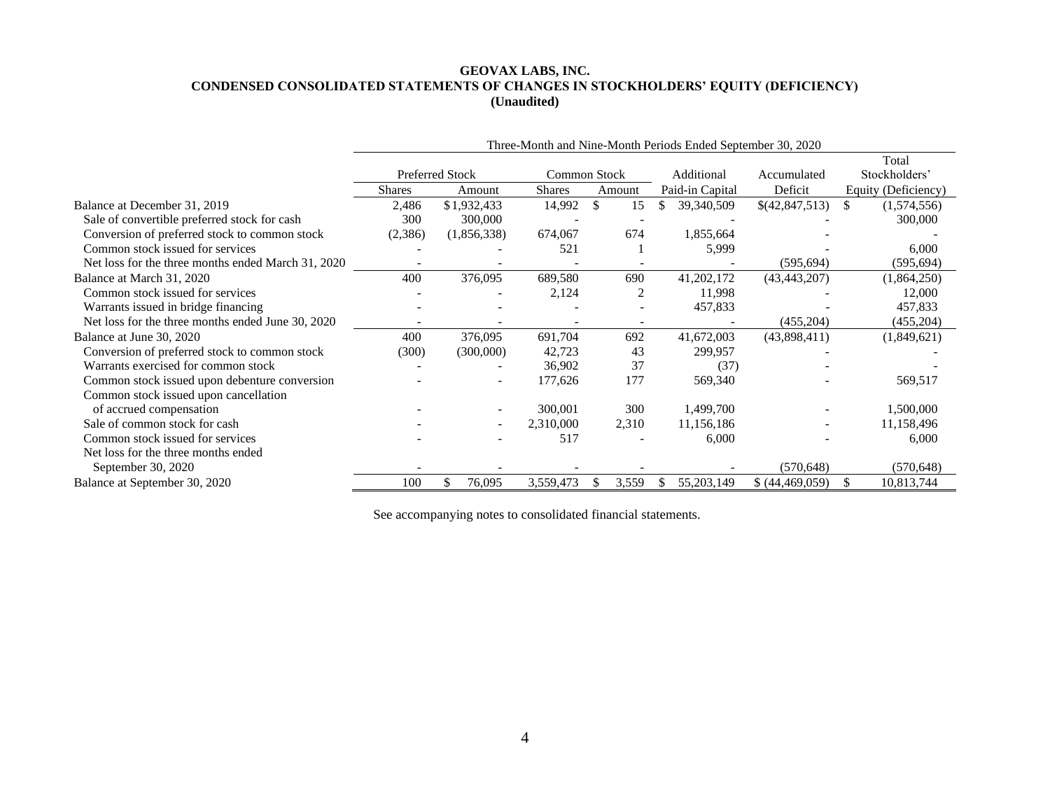# GEOVAX LABS, INC.
## CONDENSED CONSOLIDATED STATEMENTS OF CHANGES IN STOCKHOLDERS' EQUITY (DEFICIENCY)
### (Unaudited)

| | Three-Month and Nine-Month Periods Ended September 30, 2020 | | | | | | |
|---|---|---|---|---|---|---|---|
| | Preferred Stock | | Common Stock | | Additional | Accumulated | Total Stockholders' |
| | Shares | Amount | Shares | Amount | Paid-in Capital | Deficit | Equity (Deficiency) |
| Balance at December 31, 2019 | 2,486 | $1,932,433 | 14,992 | $ 15 | $ 39,340,509 | $(42,847,513) | $ (1,574,556) |
| Sale of convertible preferred stock for cash | 300 | 300,000 | - | - | - | - | 300,000 |
| Conversion of preferred stock to common stock | (2,386) | (1,856,338) | 674,067 | 674 | 1,855,664 | - | - |
| Common stock issued for services | - | - | 521 | 1 | 5,999 | - | 6,000 |
| Net loss for the three months ended March 31, 2020 | - | - | - | - | - | (595,694) | (595,694) |
| Balance at March 31, 2020 | 400 | 376,095 | 689,580 | 690 | 41,202,172 | (43,443,207) | (1,864,250) |
| Common stock issued for services | - | - | 2,124 | 2 | 11,998 | - | 12,000 |
| Warrants issued in bridge financing | - | - | - | - | 457,833 | - | 457,833 |
| Net loss for the three months ended June 30, 2020 | - | - | - | - | - | (455,204) | (455,204) |
| Balance at June 30, 2020 | 400 | 376,095 | 691,704 | 692 | 41,672,003 | (43,898,411) | (1,849,621) |
| Conversion of preferred stock to common stock | (300) | (300,000) | 42,723 | 43 | 299,957 | - | - |
| Warrants exercised for common stock | - | - | 36,902 | 37 | (37) | - | - |
| Common stock issued upon debenture conversion | - | - | 177,626 | 177 | 569,340 | - | 569,517 |
| Common stock issued upon cancellation of accrued compensation | - | - | 300,001 | 300 | 1,499,700 | - | 1,500,000 |
| Sale of common stock for cash | - | - | 2,310,000 | 2,310 | 11,156,186 | - | 11,158,496 |
| Common stock issued for services | - | - | 517 | - | 6,000 | - | 6,000 |
| Net loss for the three months ended September 30, 2020 | - | - | - | - | - | (570,648) | (570,648) |
| Balance at September 30, 2020 | 100 | $ 76,095 | 3,559,473 | $ 3,559 | $ 55,203,149 | $ (44,469,059) | $ 10,813,744 |

See accompanying notes to consolidated financial statements.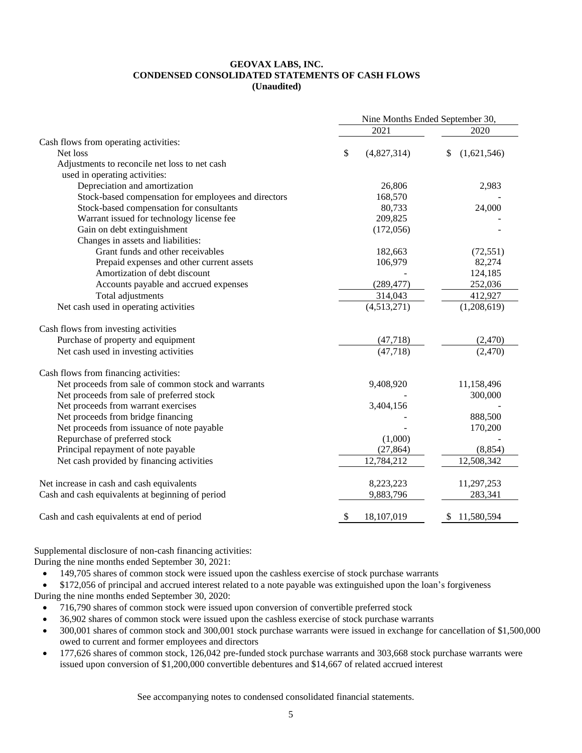**GEOVAX LABS, INC.**
**CONDENSED CONSOLIDATED STATEMENTS OF CASH FLOWS**
**(Unaudited)**

| | Nine Months Ended September 30, | |
|---|---|---|
| | 2021 | 2020 |
| Cash flows from operating activities: | | |
| Net loss | $ (4,827,314) | $ (1,621,546) |
| Adjustments to reconcile net loss to net cash used in operating activities: | | |
| Depreciation and amortization | 26,806 | 2,983 |
| Stock-based compensation for employees and directors | 168,570 | - |
| Stock-based compensation for consultants | 80,733 | 24,000 |
| Warrant issued for technology license fee | 209,825 | - |
| Gain on debt extinguishment | (172,056) | - |
| Changes in assets and liabilities: | | |
| Grant funds and other receivables | 182,663 | (72,551) |
| Prepaid expenses and other current assets | 106,979 | 82,274 |
| Amortization of debt discount | - | 124,185 |
| Accounts payable and accrued expenses | (289,477) | 252,036 |
| Total adjustments | 314,043 | 412,927 |
| Net cash used in operating activities | (4,513,271) | (1,208,619) |
| | | |
| Cash flows from investing activities | | |
| Purchase of property and equipment | (47,718) | (2,470) |
| Net cash used in investing activities | (47,718) | (2,470) |
| | | |
| Cash flows from financing activities: | | |
| Net proceeds from sale of common stock and warrants | 9,408,920 | 11,158,496 |
| Net proceeds from sale of preferred stock | - | 300,000 |
| Net proceeds from warrant exercises | 3,404,156 | - |
| Net proceeds from bridge financing | - | 888,500 |
| Net proceeds from issuance of note payable | - | 170,200 |
| Repurchase of preferred stock | (1,000) | - |
| Principal repayment of note payable | (27,864) | (8,854) |
| Net cash provided by financing activities | 12,784,212 | 12,508,342 |
| | | |
| Net increase in cash and cash equivalents | 8,223,223 | 11,297,253 |
| Cash and cash equivalents at beginning of period | 9,883,796 | 283,341 |
| | | |
| Cash and cash equivalents at end of period | $ 18,107,019 | $ 11,580,594 |

Supplemental disclosure of non-cash financing activities:

During the nine months ended September 30, 2021:

- 149,705 shares of common stock were issued upon the cashless exercise of stock purchase warrants
- $172,056 of principal and accrued interest related to a note payable was extinguished upon the loan's forgiveness

During the nine months ended September 30, 2020:

- 716,790 shares of common stock were issued upon conversion of convertible preferred stock
- 36,902 shares of common stock were issued upon the cashless exercise of stock purchase warrants
- 300,001 shares of common stock and 300,001 stock purchase warrants were issued in exchange for cancellation of $1,500,000 owed to current and former employees and directors
- 177,626 shares of common stock, 126,042 pre-funded stock purchase warrants and 303,668 stock purchase warrants were issued upon conversion of $1,200,000 convertible debentures and $14,667 of related accrued interest

See accompanying notes to condensed consolidated financial statements.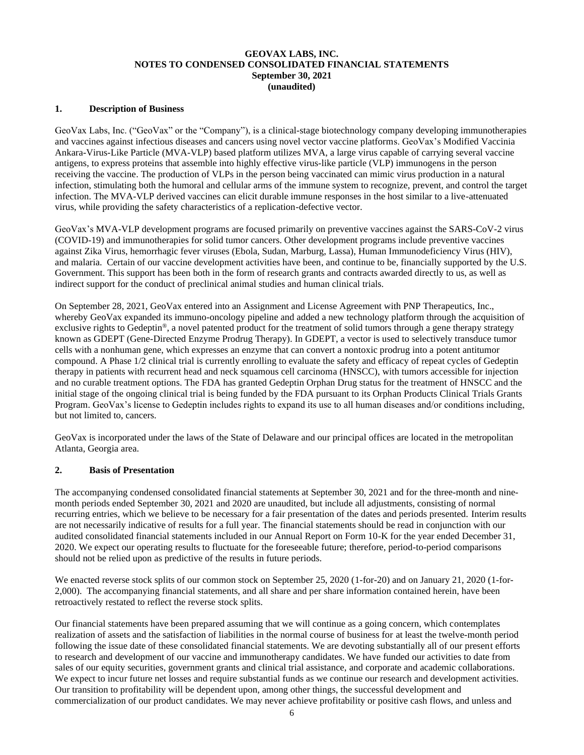**GEOVAX LABS, INC.**
**NOTES TO CONDENSED CONSOLIDATED FINANCIAL STATEMENTS**
**September 30, 2021**
**(unaudited)**

## 1. Description of Business

GeoVax Labs, Inc. ("GeoVax" or the "Company"), is a clinical-stage biotechnology company developing immunotherapies and vaccines against infectious diseases and cancers using novel vector vaccine platforms. GeoVax's Modified Vaccinia Ankara-Virus-Like Particle (MVA-VLP) based platform utilizes MVA, a large virus capable of carrying several vaccine antigens, to express proteins that assemble into highly effective virus-like particle (VLP) immunogens in the person receiving the vaccine. The production of VLPs in the person being vaccinated can mimic virus production in a natural infection, stimulating both the humoral and cellular arms of the immune system to recognize, prevent, and control the target infection. The MVA-VLP derived vaccines can elicit durable immune responses in the host similar to a live-attenuated virus, while providing the safety characteristics of a replication-defective vector.

GeoVax's MVA-VLP development programs are focused primarily on preventive vaccines against the SARS-CoV-2 virus (COVID-19) and immunotherapies for solid tumor cancers. Other development programs include preventive vaccines against Zika Virus, hemorrhagic fever viruses (Ebola, Sudan, Marburg, Lassa), Human Immunodeficiency Virus (HIV), and malaria. Certain of our vaccine development activities have been, and continue to be, financially supported by the U.S. Government. This support has been both in the form of research grants and contracts awarded directly to us, as well as indirect support for the conduct of preclinical animal studies and human clinical trials.

On September 28, 2021, GeoVax entered into an Assignment and License Agreement with PNP Therapeutics, Inc., whereby GeoVax expanded its immuno-oncology pipeline and added a new technology platform through the acquisition of exclusive rights to Gedeptin®, a novel patented product for the treatment of solid tumors through a gene therapy strategy known as GDEPT (Gene-Directed Enzyme Prodrug Therapy). In GDEPT, a vector is used to selectively transduce tumor cells with a nonhuman gene, which expresses an enzyme that can convert a nontoxic prodrug into a potent antitumor compound. A Phase 1/2 clinical trial is currently enrolling to evaluate the safety and efficacy of repeat cycles of Gedeptin therapy in patients with recurrent head and neck squamous cell carcinoma (HNSCC), with tumors accessible for injection and no curable treatment options. The FDA has granted Gedeptin Orphan Drug status for the treatment of HNSCC and the initial stage of the ongoing clinical trial is being funded by the FDA pursuant to its Orphan Products Clinical Trials Grants Program. GeoVax's license to Gedeptin includes rights to expand its use to all human diseases and/or conditions including, but not limited to, cancers.

GeoVax is incorporated under the laws of the State of Delaware and our principal offices are located in the metropolitan Atlanta, Georgia area.

## 2. Basis of Presentation

The accompanying condensed consolidated financial statements at September 30, 2021 and for the three-month and nine-month periods ended September 30, 2021 and 2020 are unaudited, but include all adjustments, consisting of normal recurring entries, which we believe to be necessary for a fair presentation of the dates and periods presented. Interim results are not necessarily indicative of results for a full year. The financial statements should be read in conjunction with our audited consolidated financial statements included in our Annual Report on Form 10-K for the year ended December 31, 2020. We expect our operating results to fluctuate for the foreseeable future; therefore, period-to-period comparisons should not be relied upon as predictive of the results in future periods.

We enacted reverse stock splits of our common stock on September 25, 2020 (1-for-20) and on January 21, 2020 (1-for-2,000). The accompanying financial statements, and all share and per share information contained herein, have been retroactively restated to reflect the reverse stock splits.

Our financial statements have been prepared assuming that we will continue as a going concern, which contemplates realization of assets and the satisfaction of liabilities in the normal course of business for at least the twelve-month period following the issue date of these consolidated financial statements. We are devoting substantially all of our present efforts to research and development of our vaccine and immunotherapy candidates. We have funded our activities to date from sales of our equity securities, government grants and clinical trial assistance, and corporate and academic collaborations. We expect to incur future net losses and require substantial funds as we continue our research and development activities. Our transition to profitability will be dependent upon, among other things, the successful development and commercialization of our product candidates. We may never achieve profitability or positive cash flows, and unless and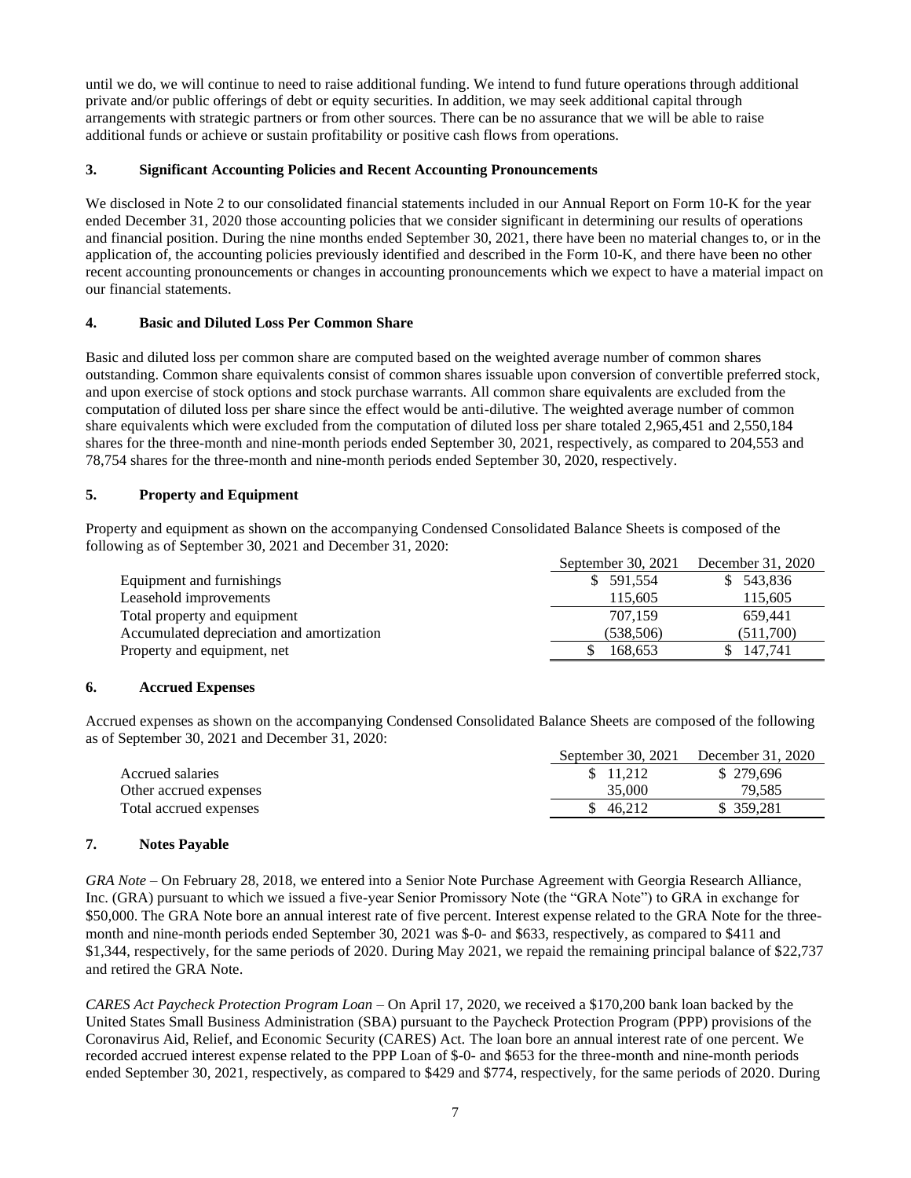until we do, we will continue to need to raise additional funding. We intend to fund future operations through additional private and/or public offerings of debt or equity securities. In addition, we may seek additional capital through arrangements with strategic partners or from other sources. There can be no assurance that we will be able to raise additional funds or achieve or sustain profitability or positive cash flows from operations.

## 3. Significant Accounting Policies and Recent Accounting Pronouncements

We disclosed in Note 2 to our consolidated financial statements included in our Annual Report on Form 10-K for the year ended December 31, 2020 those accounting policies that we consider significant in determining our results of operations and financial position. During the nine months ended September 30, 2021, there have been no material changes to, or in the application of, the accounting policies previously identified and described in the Form 10-K, and there have been no other recent accounting pronouncements or changes in accounting pronouncements which we expect to have a material impact on our financial statements.

## 4. Basic and Diluted Loss Per Common Share

Basic and diluted loss per common share are computed based on the weighted average number of common shares outstanding. Common share equivalents consist of common shares issuable upon conversion of convertible preferred stock, and upon exercise of stock options and stock purchase warrants. All common share equivalents are excluded from the computation of diluted loss per share since the effect would be anti-dilutive. The weighted average number of common share equivalents which were excluded from the computation of diluted loss per share totaled 2,965,451 and 2,550,184 shares for the three-month and nine-month periods ended September 30, 2021, respectively, as compared to 204,553 and 78,754 shares for the three-month and nine-month periods ended September 30, 2020, respectively.

## 5. Property and Equipment

Property and equipment as shown on the accompanying Condensed Consolidated Balance Sheets is composed of the following as of September 30, 2021 and December 31, 2020:

| | September 30, 2021 | December 31, 2020 |
|---|---|---|
| Equipment and furnishings | $ 591,554 | $ 543,836 |
| Leasehold improvements | 115,605 | 115,605 |
| Total property and equipment | 707,159 | 659,441 |
| Accumulated depreciation and amortization | (538,506) | (511,700) |
| Property and equipment, net | $ 168,653 | $ 147,741 |

## 6. Accrued Expenses

Accrued expenses as shown on the accompanying Condensed Consolidated Balance Sheets are composed of the following as of September 30, 2021 and December 31, 2020:

| | September 30, 2021 | December 31, 2020 |
|---|---|---|
| Accrued salaries | $ 11,212 | $ 279,696 |
| Other accrued expenses | 35,000 | 79,585 |
| Total accrued expenses | $ 46,212 | $ 359,281 |

## 7. Notes Payable

*GRA Note* – On February 28, 2018, we entered into a Senior Note Purchase Agreement with Georgia Research Alliance, Inc. (GRA) pursuant to which we issued a five-year Senior Promissory Note (the "GRA Note") to GRA in exchange for $50,000. The GRA Note bore an annual interest rate of five percent. Interest expense related to the GRA Note for the three-month and nine-month periods ended September 30, 2021 was $-0- and $633, respectively, as compared to $411 and $1,344, respectively, for the same periods of 2020. During May 2021, we repaid the remaining principal balance of $22,737 and retired the GRA Note.

*CARES Act Paycheck Protection Program Loan* – On April 17, 2020, we received a $170,200 bank loan backed by the United States Small Business Administration (SBA) pursuant to the Paycheck Protection Program (PPP) provisions of the Coronavirus Aid, Relief, and Economic Security (CARES) Act. The loan bore an annual interest rate of one percent. We recorded accrued interest expense related to the PPP Loan of $-0- and $653 for the three-month and nine-month periods ended September 30, 2021, respectively, as compared to $429 and $774, respectively, for the same periods of 2020. During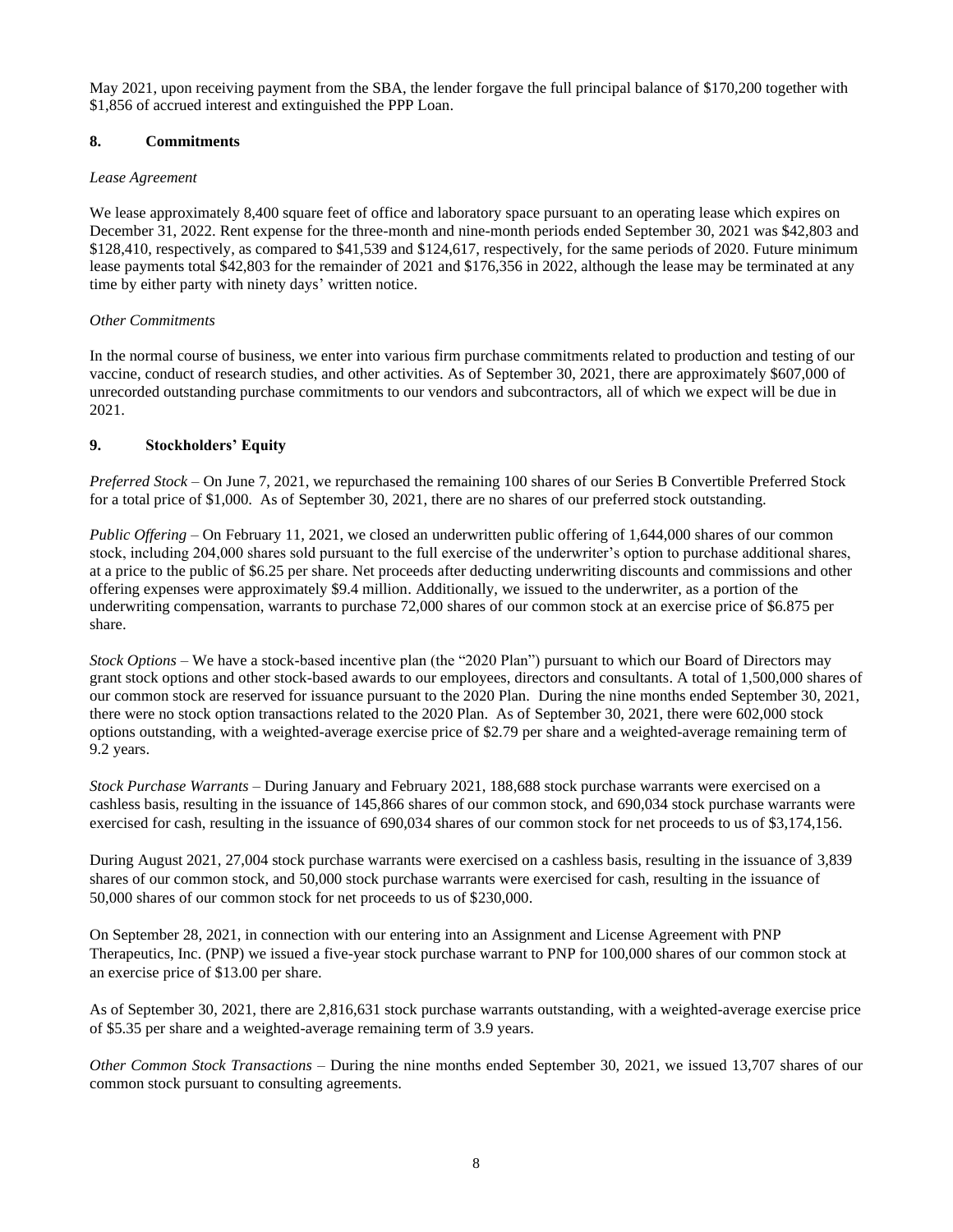May 2021, upon receiving payment from the SBA, the lender forgave the full principal balance of $170,200 together with $1,856 of accrued interest and extinguished the PPP Loan.

## 8. Commitments

*Lease Agreement*

We lease approximately 8,400 square feet of office and laboratory space pursuant to an operating lease which expires on December 31, 2022. Rent expense for the three-month and nine-month periods ended September 30, 2021 was $42,803 and $128,410, respectively, as compared to $41,539 and $124,617, respectively, for the same periods of 2020. Future minimum lease payments total $42,803 for the remainder of 2021 and $176,356 in 2022, although the lease may be terminated at any time by either party with ninety days' written notice.

*Other Commitments*

In the normal course of business, we enter into various firm purchase commitments related to production and testing of our vaccine, conduct of research studies, and other activities. As of September 30, 2021, there are approximately $607,000 of unrecorded outstanding purchase commitments to our vendors and subcontractors, all of which we expect will be due in 2021.

## 9. Stockholders' Equity

*Preferred Stock* – On June 7, 2021, we repurchased the remaining 100 shares of our Series B Convertible Preferred Stock for a total price of $1,000. As of September 30, 2021, there are no shares of our preferred stock outstanding.

*Public Offering* – On February 11, 2021, we closed an underwritten public offering of 1,644,000 shares of our common stock, including 204,000 shares sold pursuant to the full exercise of the underwriter's option to purchase additional shares, at a price to the public of $6.25 per share. Net proceeds after deducting underwriting discounts and commissions and other offering expenses were approximately $9.4 million. Additionally, we issued to the underwriter, as a portion of the underwriting compensation, warrants to purchase 72,000 shares of our common stock at an exercise price of $6.875 per share.

*Stock Options* – We have a stock-based incentive plan (the "2020 Plan") pursuant to which our Board of Directors may grant stock options and other stock-based awards to our employees, directors and consultants. A total of 1,500,000 shares of our common stock are reserved for issuance pursuant to the 2020 Plan. During the nine months ended September 30, 2021, there were no stock option transactions related to the 2020 Plan. As of September 30, 2021, there were 602,000 stock options outstanding, with a weighted-average exercise price of $2.79 per share and a weighted-average remaining term of 9.2 years.

*Stock Purchase Warrants* – During January and February 2021, 188,688 stock purchase warrants were exercised on a cashless basis, resulting in the issuance of 145,866 shares of our common stock, and 690,034 stock purchase warrants were exercised for cash, resulting in the issuance of 690,034 shares of our common stock for net proceeds to us of $3,174,156.

During August 2021, 27,004 stock purchase warrants were exercised on a cashless basis, resulting in the issuance of 3,839 shares of our common stock, and 50,000 stock purchase warrants were exercised for cash, resulting in the issuance of 50,000 shares of our common stock for net proceeds to us of $230,000.

On September 28, 2021, in connection with our entering into an Assignment and License Agreement with PNP Therapeutics, Inc. (PNP) we issued a five-year stock purchase warrant to PNP for 100,000 shares of our common stock at an exercise price of $13.00 per share.

As of September 30, 2021, there are 2,816,631 stock purchase warrants outstanding, with a weighted-average exercise price of $5.35 per share and a weighted-average remaining term of 3.9 years.

*Other Common Stock Transactions* – During the nine months ended September 30, 2021, we issued 13,707 shares of our common stock pursuant to consulting agreements.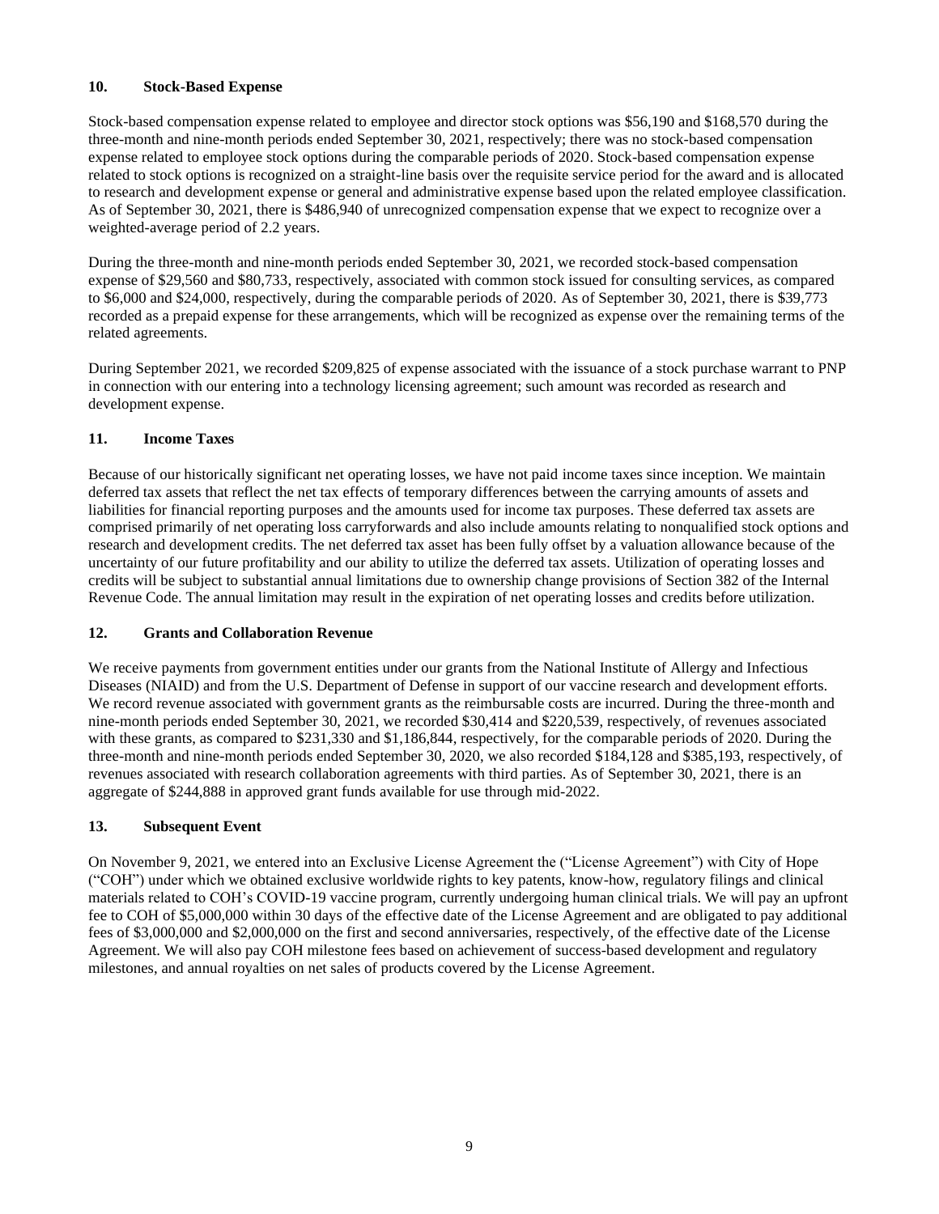## 10. Stock-Based Expense

Stock-based compensation expense related to employee and director stock options was $56,190 and $168,570 during the three-month and nine-month periods ended September 30, 2021, respectively; there was no stock-based compensation expense related to employee stock options during the comparable periods of 2020. Stock-based compensation expense related to stock options is recognized on a straight-line basis over the requisite service period for the award and is allocated to research and development expense or general and administrative expense based upon the related employee classification. As of September 30, 2021, there is $486,940 of unrecognized compensation expense that we expect to recognize over a weighted-average period of 2.2 years.

During the three-month and nine-month periods ended September 30, 2021, we recorded stock-based compensation expense of $29,560 and $80,733, respectively, associated with common stock issued for consulting services, as compared to $6,000 and $24,000, respectively, during the comparable periods of 2020. As of September 30, 2021, there is $39,773 recorded as a prepaid expense for these arrangements, which will be recognized as expense over the remaining terms of the related agreements.

During September 2021, we recorded $209,825 of expense associated with the issuance of a stock purchase warrant to PNP in connection with our entering into a technology licensing agreement; such amount was recorded as research and development expense.

## 11. Income Taxes

Because of our historically significant net operating losses, we have not paid income taxes since inception. We maintain deferred tax assets that reflect the net tax effects of temporary differences between the carrying amounts of assets and liabilities for financial reporting purposes and the amounts used for income tax purposes. These deferred tax assets are comprised primarily of net operating loss carryforwards and also include amounts relating to nonqualified stock options and research and development credits. The net deferred tax asset has been fully offset by a valuation allowance because of the uncertainty of our future profitability and our ability to utilize the deferred tax assets. Utilization of operating losses and credits will be subject to substantial annual limitations due to ownership change provisions of Section 382 of the Internal Revenue Code. The annual limitation may result in the expiration of net operating losses and credits before utilization.

## 12. Grants and Collaboration Revenue

We receive payments from government entities under our grants from the National Institute of Allergy and Infectious Diseases (NIAID) and from the U.S. Department of Defense in support of our vaccine research and development efforts. We record revenue associated with government grants as the reimbursable costs are incurred. During the three-month and nine-month periods ended September 30, 2021, we recorded $30,414 and $220,539, respectively, of revenues associated with these grants, as compared to $231,330 and $1,186,844, respectively, for the comparable periods of 2020. During the three-month and nine-month periods ended September 30, 2020, we also recorded $184,128 and $385,193, respectively, of revenues associated with research collaboration agreements with third parties. As of September 30, 2021, there is an aggregate of $244,888 in approved grant funds available for use through mid-2022.

## 13. Subsequent Event

On November 9, 2021, we entered into an Exclusive License Agreement the ("License Agreement") with City of Hope ("COH") under which we obtained exclusive worldwide rights to key patents, know-how, regulatory filings and clinical materials related to COH's COVID-19 vaccine program, currently undergoing human clinical trials. We will pay an upfront fee to COH of $5,000,000 within 30 days of the effective date of the License Agreement and are obligated to pay additional fees of $3,000,000 and $2,000,000 on the first and second anniversaries, respectively, of the effective date of the License Agreement. We will also pay COH milestone fees based on achievement of success-based development and regulatory milestones, and annual royalties on net sales of products covered by the License Agreement.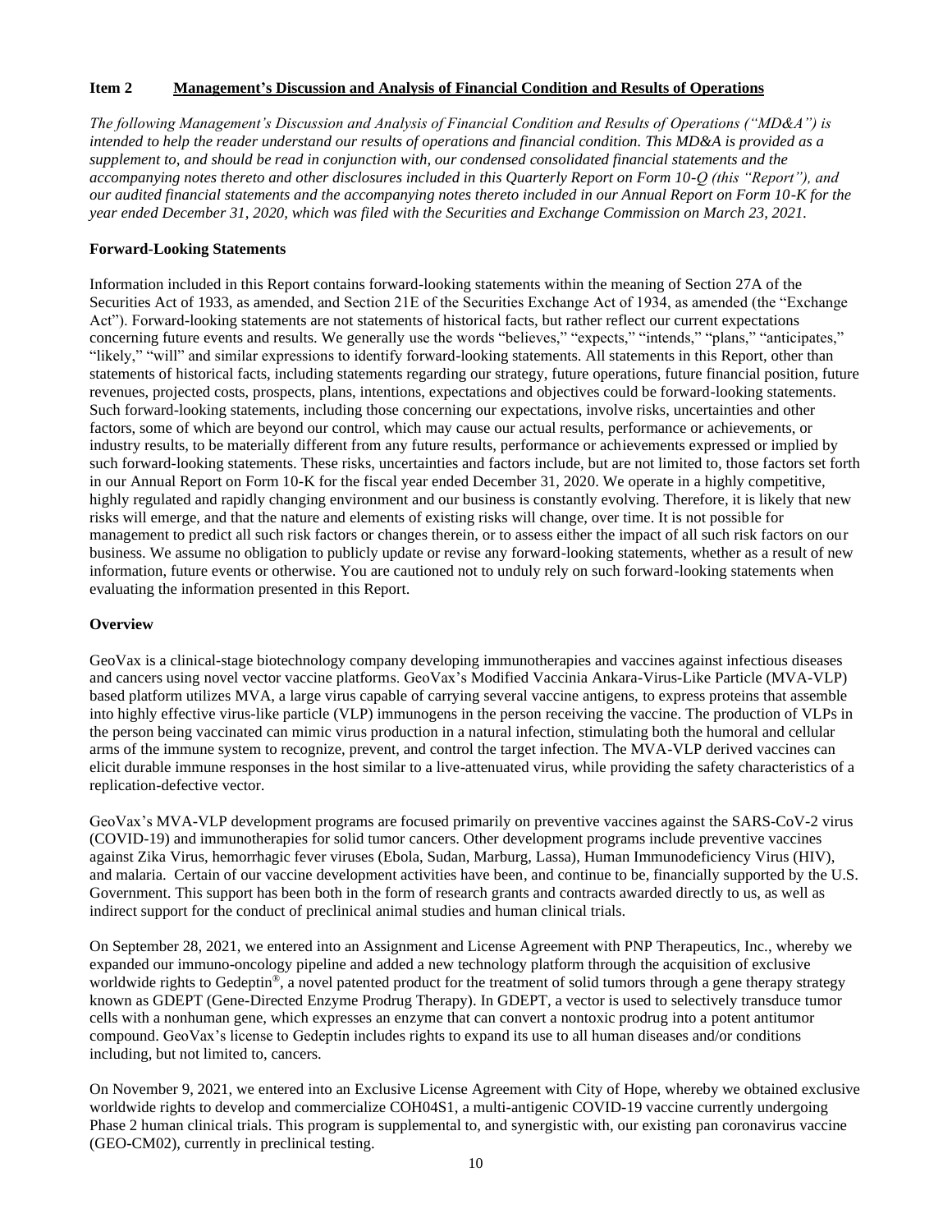## Item 2 Management's Discussion and Analysis of Financial Condition and Results of Operations

*The following Management's Discussion and Analysis of Financial Condition and Results of Operations ("MD&A") is intended to help the reader understand our results of operations and financial condition. This MD&A is provided as a supplement to, and should be read in conjunction with, our condensed consolidated financial statements and the accompanying notes thereto and other disclosures included in this Quarterly Report on Form 10-Q (this "Report"), and our audited financial statements and the accompanying notes thereto included in our Annual Report on Form 10-K for the year ended December 31, 2020, which was filed with the Securities and Exchange Commission on March 23, 2021.*

### Forward-Looking Statements

Information included in this Report contains forward-looking statements within the meaning of Section 27A of the Securities Act of 1933, as amended, and Section 21E of the Securities Exchange Act of 1934, as amended (the "Exchange Act"). Forward-looking statements are not statements of historical facts, but rather reflect our current expectations concerning future events and results. We generally use the words "believes," "expects," "intends," "plans," "anticipates," "likely," "will" and similar expressions to identify forward-looking statements. All statements in this Report, other than statements of historical facts, including statements regarding our strategy, future operations, future financial position, future revenues, projected costs, prospects, plans, intentions, expectations and objectives could be forward-looking statements. Such forward-looking statements, including those concerning our expectations, involve risks, uncertainties and other factors, some of which are beyond our control, which may cause our actual results, performance or achievements, or industry results, to be materially different from any future results, performance or achievements expressed or implied by such forward-looking statements. These risks, uncertainties and factors include, but are not limited to, those factors set forth in our Annual Report on Form 10-K for the fiscal year ended December 31, 2020. We operate in a highly competitive, highly regulated and rapidly changing environment and our business is constantly evolving. Therefore, it is likely that new risks will emerge, and that the nature and elements of existing risks will change, over time. It is not possible for management to predict all such risk factors or changes therein, or to assess either the impact of all such risk factors on our business. We assume no obligation to publicly update or revise any forward-looking statements, whether as a result of new information, future events or otherwise. You are cautioned not to unduly rely on such forward-looking statements when evaluating the information presented in this Report.

### Overview

GeoVax is a clinical-stage biotechnology company developing immunotherapies and vaccines against infectious diseases and cancers using novel vector vaccine platforms. GeoVax's Modified Vaccinia Ankara-Virus-Like Particle (MVA-VLP) based platform utilizes MVA, a large virus capable of carrying several vaccine antigens, to express proteins that assemble into highly effective virus-like particle (VLP) immunogens in the person receiving the vaccine. The production of VLPs in the person being vaccinated can mimic virus production in a natural infection, stimulating both the humoral and cellular arms of the immune system to recognize, prevent, and control the target infection. The MVA-VLP derived vaccines can elicit durable immune responses in the host similar to a live-attenuated virus, while providing the safety characteristics of a replication-defective vector.

GeoVax's MVA-VLP development programs are focused primarily on preventive vaccines against the SARS-CoV-2 virus (COVID-19) and immunotherapies for solid tumor cancers. Other development programs include preventive vaccines against Zika Virus, hemorrhagic fever viruses (Ebola, Sudan, Marburg, Lassa), Human Immunodeficiency Virus (HIV), and malaria. Certain of our vaccine development activities have been, and continue to be, financially supported by the U.S. Government. This support has been both in the form of research grants and contracts awarded directly to us, as well as indirect support for the conduct of preclinical animal studies and human clinical trials.

On September 28, 2021, we entered into an Assignment and License Agreement with PNP Therapeutics, Inc., whereby we expanded our immuno-oncology pipeline and added a new technology platform through the acquisition of exclusive worldwide rights to Gedeptin®, a novel patented product for the treatment of solid tumors through a gene therapy strategy known as GDEPT (Gene-Directed Enzyme Prodrug Therapy). In GDEPT, a vector is used to selectively transduce tumor cells with a nonhuman gene, which expresses an enzyme that can convert a nontoxic prodrug into a potent antitumor compound. GeoVax's license to Gedeptin includes rights to expand its use to all human diseases and/or conditions including, but not limited to, cancers.

On November 9, 2021, we entered into an Exclusive License Agreement with City of Hope, whereby we obtained exclusive worldwide rights to develop and commercialize COH04S1, a multi-antigenic COVID-19 vaccine currently undergoing Phase 2 human clinical trials. This program is supplemental to, and synergistic with, our existing pan coronavirus vaccine (GEO-CM02), currently in preclinical testing.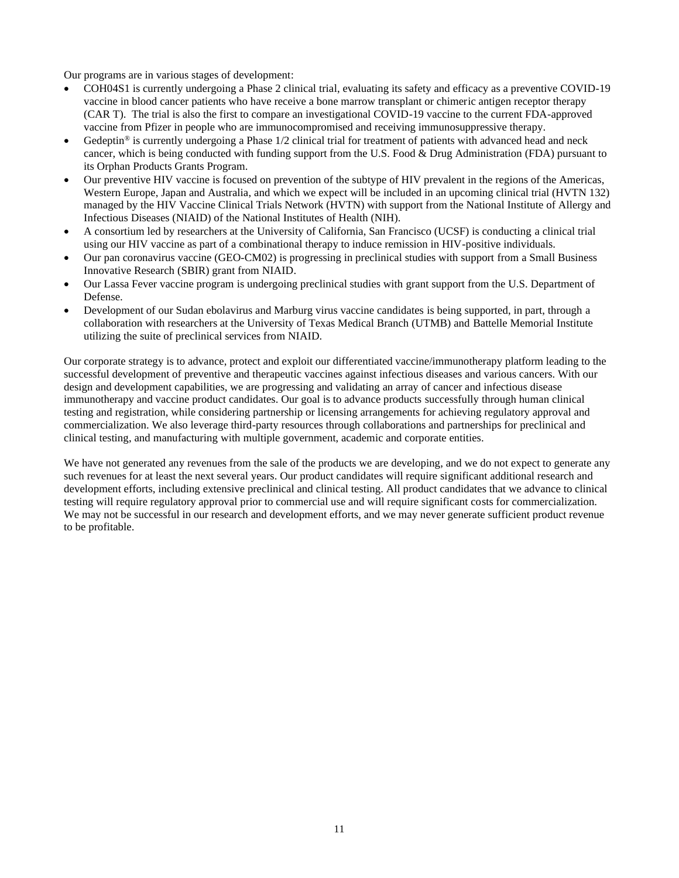Our programs are in various stages of development:

- COH04S1 is currently undergoing a Phase 2 clinical trial, evaluating its safety and efficacy as a preventive COVID-19 vaccine in blood cancer patients who have receive a bone marrow transplant or chimeric antigen receptor therapy (CAR T). The trial is also the first to compare an investigational COVID-19 vaccine to the current FDA-approved vaccine from Pfizer in people who are immunocompromised and receiving immunosuppressive therapy.
- Gedeptin® is currently undergoing a Phase 1/2 clinical trial for treatment of patients with advanced head and neck cancer, which is being conducted with funding support from the U.S. Food & Drug Administration (FDA) pursuant to its Orphan Products Grants Program.
- Our preventive HIV vaccine is focused on prevention of the subtype of HIV prevalent in the regions of the Americas, Western Europe, Japan and Australia, and which we expect will be included in an upcoming clinical trial (HVTN 132) managed by the HIV Vaccine Clinical Trials Network (HVTN) with support from the National Institute of Allergy and Infectious Diseases (NIAID) of the National Institutes of Health (NIH).
- A consortium led by researchers at the University of California, San Francisco (UCSF) is conducting a clinical trial using our HIV vaccine as part of a combinational therapy to induce remission in HIV-positive individuals.
- Our pan coronavirus vaccine (GEO-CM02) is progressing in preclinical studies with support from a Small Business Innovative Research (SBIR) grant from NIAID.
- Our Lassa Fever vaccine program is undergoing preclinical studies with grant support from the U.S. Department of Defense.
- Development of our Sudan ebolavirus and Marburg virus vaccine candidates is being supported, in part, through a collaboration with researchers at the University of Texas Medical Branch (UTMB) and Battelle Memorial Institute utilizing the suite of preclinical services from NIAID.

Our corporate strategy is to advance, protect and exploit our differentiated vaccine/immunotherapy platform leading to the successful development of preventive and therapeutic vaccines against infectious diseases and various cancers. With our design and development capabilities, we are progressing and validating an array of cancer and infectious disease immunotherapy and vaccine product candidates. Our goal is to advance products successfully through human clinical testing and registration, while considering partnership or licensing arrangements for achieving regulatory approval and commercialization. We also leverage third-party resources through collaborations and partnerships for preclinical and clinical testing, and manufacturing with multiple government, academic and corporate entities.

We have not generated any revenues from the sale of the products we are developing, and we do not expect to generate any such revenues for at least the next several years. Our product candidates will require significant additional research and development efforts, including extensive preclinical and clinical testing. All product candidates that we advance to clinical testing will require regulatory approval prior to commercial use and will require significant costs for commercialization. We may not be successful in our research and development efforts, and we may never generate sufficient product revenue to be profitable.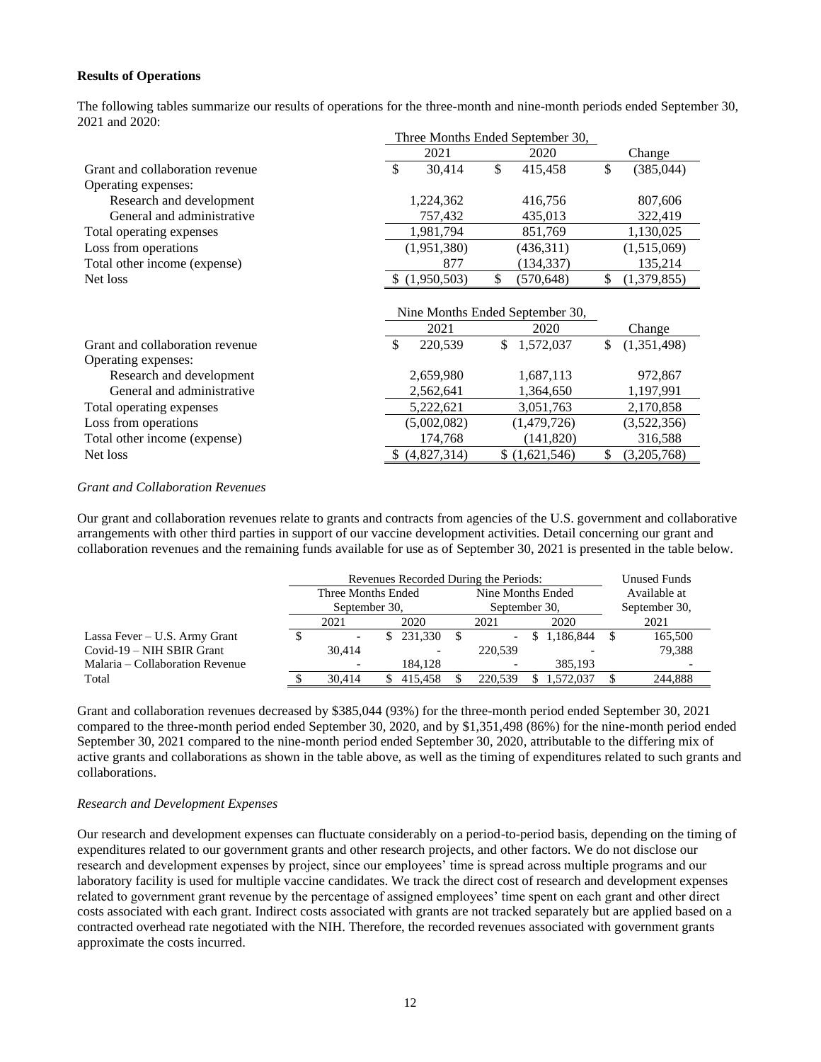**Results of Operations**

The following tables summarize our results of operations for the three-month and nine-month periods ended September 30, 2021 and 2020:

| | Three Months Ended September 30, | | |
|---|---|---|---|
| | 2021 | 2020 | Change |
| Grant and collaboration revenue | $ 30,414 | $ 415,458 | $ (385,044) |
| Operating expenses: | | | |
| Research and development | 1,224,362 | 416,756 | 807,606 |
| General and administrative | 757,432 | 435,013 | 322,419 |
| Total operating expenses | 1,981,794 | 851,769 | 1,130,025 |
| Loss from operations | (1,951,380) | (436,311) | (1,515,069) |
| Total other income (expense) | 877 | (134,337) | 135,214 |
| Net loss | $ (1,950,503) | $ (570,648) | $ (1,379,855) |

| | Nine Months Ended September 30, | | |
|---|---|---|---|
| | 2021 | 2020 | Change |
| Grant and collaboration revenue | $ 220,539 | $ 1,572,037 | $ (1,351,498) |
| Operating expenses: | | | |
| Research and development | 2,659,980 | 1,687,113 | 972,867 |
| General and administrative | 2,562,641 | 1,364,650 | 1,197,991 |
| Total operating expenses | 5,222,621 | 3,051,763 | 2,170,858 |
| Loss from operations | (5,002,082) | (1,479,726) | (3,522,356) |
| Total other income (expense) | 174,768 | (141,820) | 316,588 |
| Net loss | $ (4,827,314) | $ (1,621,546) | $ (3,205,768) |

*Grant and Collaboration Revenues*

Our grant and collaboration revenues relate to grants and contracts from agencies of the U.S. government and collaborative arrangements with other third parties in support of our vaccine development activities. Detail concerning our grant and collaboration revenues and the remaining funds available for use as of September 30, 2021 is presented in the table below.

| | Revenues Recorded During the Periods: | | | | Unused Funds |
|---|---|---|---|---|---|
| | Three Months Ended September 30, | | Nine Months Ended September 30, | | Available at September 30, |
| | 2021 | 2020 | 2021 | 2020 | 2021 |
| Lassa Fever – U.S. Army Grant | $ - | $ 231,330 | $ - | $ 1,186,844 | $ 165,500 |
| Covid-19 – NIH SBIR Grant | 30,414 | - | 220,539 | - | 79,388 |
| Malaria – Collaboration Revenue | - | 184,128 | - | 385,193 | - |
| Total | $ 30,414 | $ 415,458 | $ 220,539 | $ 1,572,037 | $ 244,888 |

Grant and collaboration revenues decreased by $385,044 (93%) for the three-month period ended September 30, 2021 compared to the three-month period ended September 30, 2020, and by $1,351,498 (86%) for the nine-month period ended September 30, 2021 compared to the nine-month period ended September 30, 2020, attributable to the differing mix of active grants and collaborations as shown in the table above, as well as the timing of expenditures related to such grants and collaborations.

*Research and Development Expenses*

Our research and development expenses can fluctuate considerably on a period-to-period basis, depending on the timing of expenditures related to our government grants and other research projects, and other factors. We do not disclose our research and development expenses by project, since our employees' time is spread across multiple programs and our laboratory facility is used for multiple vaccine candidates. We track the direct cost of research and development expenses related to government grant revenue by the percentage of assigned employees' time spent on each grant and other direct costs associated with each grant. Indirect costs associated with grants are not tracked separately but are applied based on a contracted overhead rate negotiated with the NIH. Therefore, the recorded revenues associated with government grants approximate the costs incurred.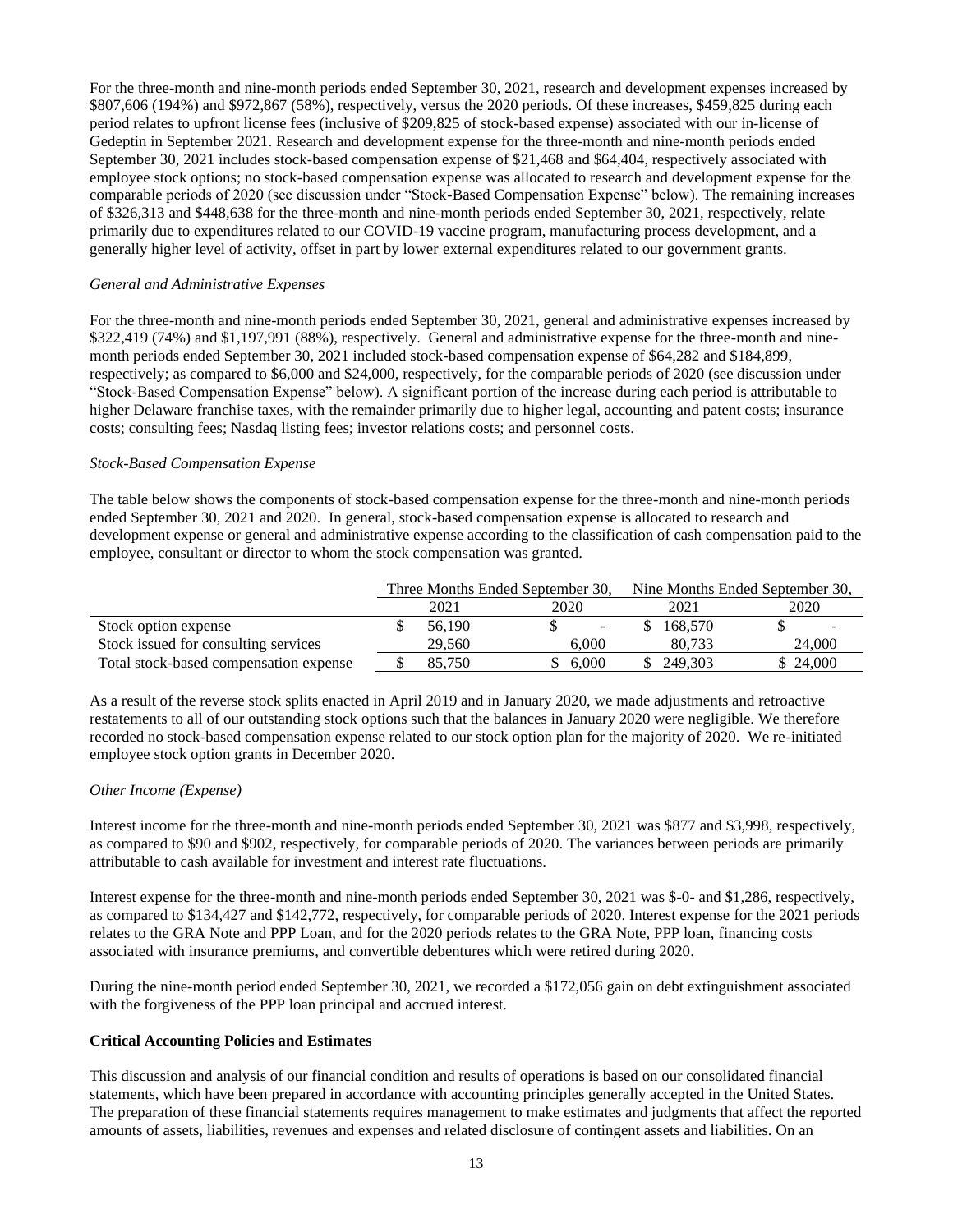For the three-month and nine-month periods ended September 30, 2021, research and development expenses increased by $807,606 (194%) and $972,867 (58%), respectively, versus the 2020 periods. Of these increases, $459,825 during each period relates to upfront license fees (inclusive of $209,825 of stock-based expense) associated with our in-license of Gedeptin in September 2021. Research and development expense for the three-month and nine-month periods ended September 30, 2021 includes stock-based compensation expense of $21,468 and $64,404, respectively associated with employee stock options; no stock-based compensation expense was allocated to research and development expense for the comparable periods of 2020 (see discussion under "Stock-Based Compensation Expense" below). The remaining increases of $326,313 and $448,638 for the three-month and nine-month periods ended September 30, 2021, respectively, relate primarily due to expenditures related to our COVID-19 vaccine program, manufacturing process development, and a generally higher level of activity, offset in part by lower external expenditures related to our government grants.

*General and Administrative Expenses*

For the three-month and nine-month periods ended September 30, 2021, general and administrative expenses increased by $322,419 (74%) and $1,197,991 (88%), respectively. General and administrative expense for the three-month and nine-month periods ended September 30, 2021 included stock-based compensation expense of $64,282 and $184,899, respectively; as compared to $6,000 and $24,000, respectively, for the comparable periods of 2020 (see discussion under "Stock-Based Compensation Expense" below). A significant portion of the increase during each period is attributable to higher Delaware franchise taxes, with the remainder primarily due to higher legal, accounting and patent costs; insurance costs; consulting fees; Nasdaq listing fees; investor relations costs; and personnel costs.

*Stock-Based Compensation Expense*

The table below shows the components of stock-based compensation expense for the three-month and nine-month periods ended September 30, 2021 and 2020. In general, stock-based compensation expense is allocated to research and development expense or general and administrative expense according to the classification of cash compensation paid to the employee, consultant or director to whom the stock compensation was granted.

| | Three Months Ended September 30, | | Nine Months Ended September 30, | |
|---|---|---|---|---|
| | 2021 | 2020 | 2021 | 2020 |
| Stock option expense | $ 56,190 | $ - | $ 168,570 | $ - |
| Stock issued for consulting services | 29,560 | 6,000 | 80,733 | 24,000 |
| Total stock-based compensation expense | $ 85,750 | $ 6,000 | $ 249,303 | $ 24,000 |

As a result of the reverse stock splits enacted in April 2019 and in January 2020, we made adjustments and retroactive restatements to all of our outstanding stock options such that the balances in January 2020 were negligible. We therefore recorded no stock-based compensation expense related to our stock option plan for the majority of 2020. We re-initiated employee stock option grants in December 2020.

*Other Income (Expense)*

Interest income for the three-month and nine-month periods ended September 30, 2021 was $877 and $3,998, respectively, as compared to $90 and $902, respectively, for comparable periods of 2020. The variances between periods are primarily attributable to cash available for investment and interest rate fluctuations.

Interest expense for the three-month and nine-month periods ended September 30, 2021 was $-0- and $1,286, respectively, as compared to $134,427 and $142,772, respectively, for comparable periods of 2020. Interest expense for the 2021 periods relates to the GRA Note and PPP Loan, and for the 2020 periods relates to the GRA Note, PPP loan, financing costs associated with insurance premiums, and convertible debentures which were retired during 2020.

During the nine-month period ended September 30, 2021, we recorded a $172,056 gain on debt extinguishment associated with the forgiveness of the PPP loan principal and accrued interest.

**Critical Accounting Policies and Estimates**

This discussion and analysis of our financial condition and results of operations is based on our consolidated financial statements, which have been prepared in accordance with accounting principles generally accepted in the United States. The preparation of these financial statements requires management to make estimates and judgments that affect the reported amounts of assets, liabilities, revenues and expenses and related disclosure of contingent assets and liabilities. On an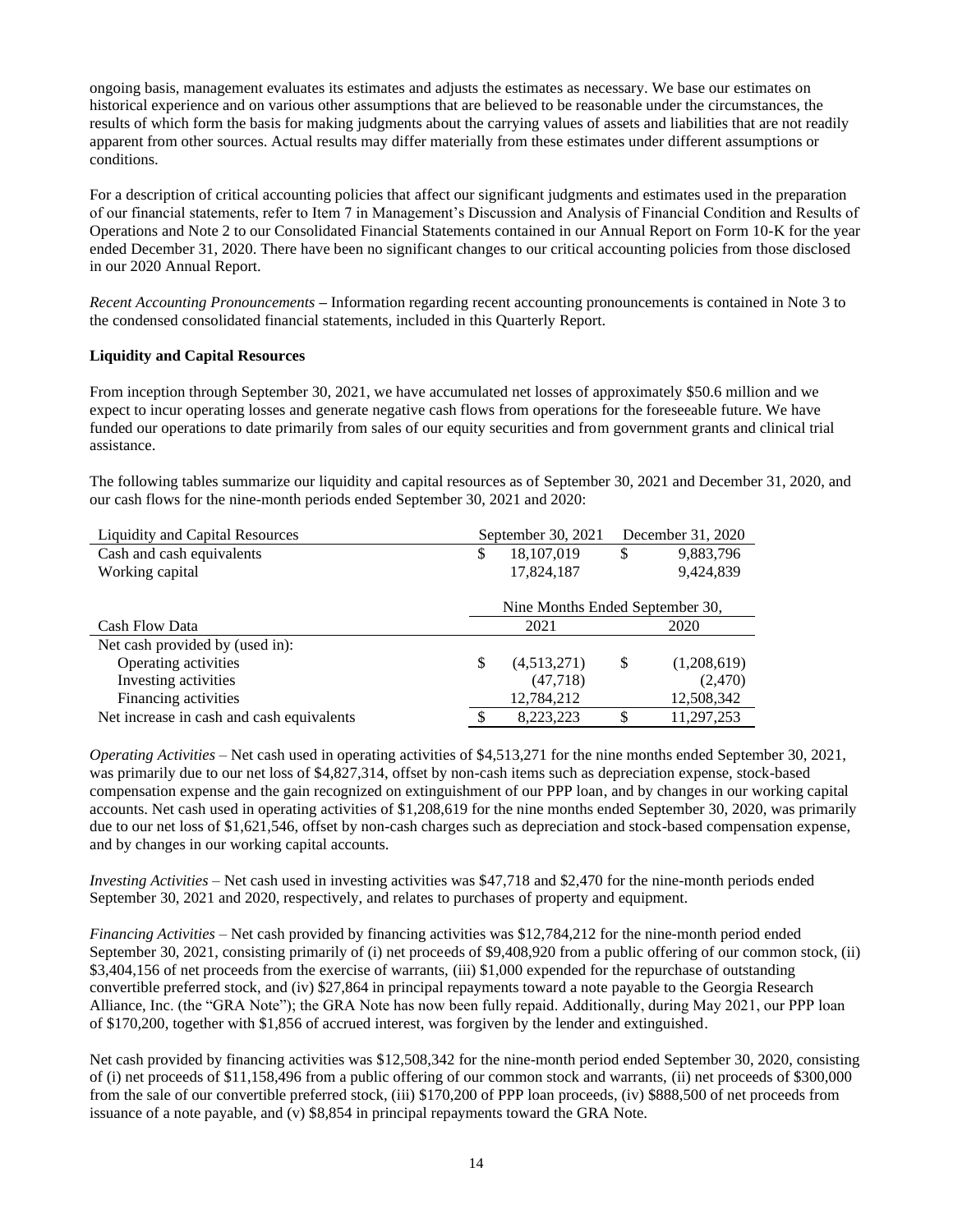ongoing basis, management evaluates its estimates and adjusts the estimates as necessary. We base our estimates on historical experience and on various other assumptions that are believed to be reasonable under the circumstances, the results of which form the basis for making judgments about the carrying values of assets and liabilities that are not readily apparent from other sources. Actual results may differ materially from these estimates under different assumptions or conditions.

For a description of critical accounting policies that affect our significant judgments and estimates used in the preparation of our financial statements, refer to Item 7 in Management's Discussion and Analysis of Financial Condition and Results of Operations and Note 2 to our Consolidated Financial Statements contained in our Annual Report on Form 10-K for the year ended December 31, 2020. There have been no significant changes to our critical accounting policies from those disclosed in our 2020 Annual Report.

*Recent Accounting Pronouncements* – Information regarding recent accounting pronouncements is contained in Note 3 to the condensed consolidated financial statements, included in this Quarterly Report.

**Liquidity and Capital Resources**

From inception through September 30, 2021, we have accumulated net losses of approximately $50.6 million and we expect to incur operating losses and generate negative cash flows from operations for the foreseeable future. We have funded our operations to date primarily from sales of our equity securities and from government grants and clinical trial assistance.

The following tables summarize our liquidity and capital resources as of September 30, 2021 and December 31, 2020, and our cash flows for the nine-month periods ended September 30, 2021 and 2020:

| Liquidity and Capital Resources | September 30, 2021 | December 31, 2020 |
|---|---|---|
| Cash and cash equivalents | $ 18,107,019 | $ 9,883,796 |
| Working capital | 17,824,187 | 9,424,839 |

| | Nine Months Ended September 30, | |
|---|---|---|
| Cash Flow Data | 2021 | 2020 |
| Net cash provided by (used in): | | |
| Operating activities | $ (4,513,271) | $ (1,208,619) |
| Investing activities | (47,718) | (2,470) |
| Financing activities | 12,784,212 | 12,508,342 |
| Net increase in cash and cash equivalents | $ 8,223,223 | $ 11,297,253 |

*Operating Activities* – Net cash used in operating activities of $4,513,271 for the nine months ended September 30, 2021, was primarily due to our net loss of $4,827,314, offset by non-cash items such as depreciation expense, stock-based compensation expense and the gain recognized on extinguishment of our PPP loan, and by changes in our working capital accounts. Net cash used in operating activities of $1,208,619 for the nine months ended September 30, 2020, was primarily due to our net loss of $1,621,546, offset by non-cash charges such as depreciation and stock-based compensation expense, and by changes in our working capital accounts.

*Investing Activities* – Net cash used in investing activities was $47,718 and $2,470 for the nine-month periods ended September 30, 2021 and 2020, respectively, and relates to purchases of property and equipment.

*Financing Activities* – Net cash provided by financing activities was $12,784,212 for the nine-month period ended September 30, 2021, consisting primarily of (i) net proceeds of $9,408,920 from a public offering of our common stock, (ii) $3,404,156 of net proceeds from the exercise of warrants, (iii) $1,000 expended for the repurchase of outstanding convertible preferred stock, and (iv) $27,864 in principal repayments toward a note payable to the Georgia Research Alliance, Inc. (the "GRA Note"); the GRA Note has now been fully repaid. Additionally, during May 2021, our PPP loan of $170,200, together with $1,856 of accrued interest, was forgiven by the lender and extinguished.

Net cash provided by financing activities was $12,508,342 for the nine-month period ended September 30, 2020, consisting of (i) net proceeds of $11,158,496 from a public offering of our common stock and warrants, (ii) net proceeds of $300,000 from the sale of our convertible preferred stock, (iii) $170,200 of PPP loan proceeds, (iv) $888,500 of net proceeds from issuance of a note payable, and (v) $8,854 in principal repayments toward the GRA Note.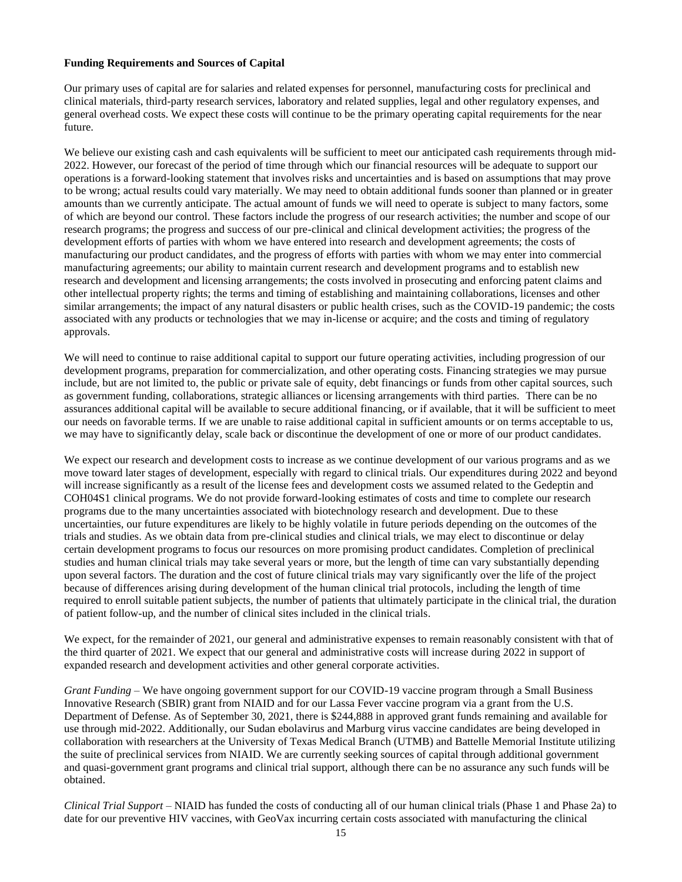**Funding Requirements and Sources of Capital**

Our primary uses of capital are for salaries and related expenses for personnel, manufacturing costs for preclinical and clinical materials, third-party research services, laboratory and related supplies, legal and other regulatory expenses, and general overhead costs. We expect these costs will continue to be the primary operating capital requirements for the near future.

We believe our existing cash and cash equivalents will be sufficient to meet our anticipated cash requirements through mid-2022. However, our forecast of the period of time through which our financial resources will be adequate to support our operations is a forward-looking statement that involves risks and uncertainties and is based on assumptions that may prove to be wrong; actual results could vary materially. We may need to obtain additional funds sooner than planned or in greater amounts than we currently anticipate. The actual amount of funds we will need to operate is subject to many factors, some of which are beyond our control. These factors include the progress of our research activities; the number and scope of our research programs; the progress and success of our pre-clinical and clinical development activities; the progress of the development efforts of parties with whom we have entered into research and development agreements; the costs of manufacturing our product candidates, and the progress of efforts with parties with whom we may enter into commercial manufacturing agreements; our ability to maintain current research and development programs and to establish new research and development and licensing arrangements; the costs involved in prosecuting and enforcing patent claims and other intellectual property rights; the terms and timing of establishing and maintaining collaborations, licenses and other similar arrangements; the impact of any natural disasters or public health crises, such as the COVID-19 pandemic; the costs associated with any products or technologies that we may in-license or acquire; and the costs and timing of regulatory approvals.

We will need to continue to raise additional capital to support our future operating activities, including progression of our development programs, preparation for commercialization, and other operating costs. Financing strategies we may pursue include, but are not limited to, the public or private sale of equity, debt financings or funds from other capital sources, such as government funding, collaborations, strategic alliances or licensing arrangements with third parties. There can be no assurances additional capital will be available to secure additional financing, or if available, that it will be sufficient to meet our needs on favorable terms. If we are unable to raise additional capital in sufficient amounts or on terms acceptable to us, we may have to significantly delay, scale back or discontinue the development of one or more of our product candidates.

We expect our research and development costs to increase as we continue development of our various programs and as we move toward later stages of development, especially with regard to clinical trials. Our expenditures during 2022 and beyond will increase significantly as a result of the license fees and development costs we assumed related to the Gedeptin and COH04S1 clinical programs. We do not provide forward-looking estimates of costs and time to complete our research programs due to the many uncertainties associated with biotechnology research and development. Due to these uncertainties, our future expenditures are likely to be highly volatile in future periods depending on the outcomes of the trials and studies. As we obtain data from pre-clinical studies and clinical trials, we may elect to discontinue or delay certain development programs to focus our resources on more promising product candidates. Completion of preclinical studies and human clinical trials may take several years or more, but the length of time can vary substantially depending upon several factors. The duration and the cost of future clinical trials may vary significantly over the life of the project because of differences arising during development of the human clinical trial protocols, including the length of time required to enroll suitable patient subjects, the number of patients that ultimately participate in the clinical trial, the duration of patient follow-up, and the number of clinical sites included in the clinical trials.

We expect, for the remainder of 2021, our general and administrative expenses to remain reasonably consistent with that of the third quarter of 2021. We expect that our general and administrative costs will increase during 2022 in support of expanded research and development activities and other general corporate activities.

*Grant Funding* – We have ongoing government support for our COVID-19 vaccine program through a Small Business Innovative Research (SBIR) grant from NIAID and for our Lassa Fever vaccine program via a grant from the U.S. Department of Defense. As of September 30, 2021, there is $244,888 in approved grant funds remaining and available for use through mid-2022. Additionally, our Sudan ebolavirus and Marburg virus vaccine candidates are being developed in collaboration with researchers at the University of Texas Medical Branch (UTMB) and Battelle Memorial Institute utilizing the suite of preclinical services from NIAID. We are currently seeking sources of capital through additional government and quasi-government grant programs and clinical trial support, although there can be no assurance any such funds will be obtained.

*Clinical Trial Support* – NIAID has funded the costs of conducting all of our human clinical trials (Phase 1 and Phase 2a) to date for our preventive HIV vaccines, with GeoVax incurring certain costs associated with manufacturing the clinical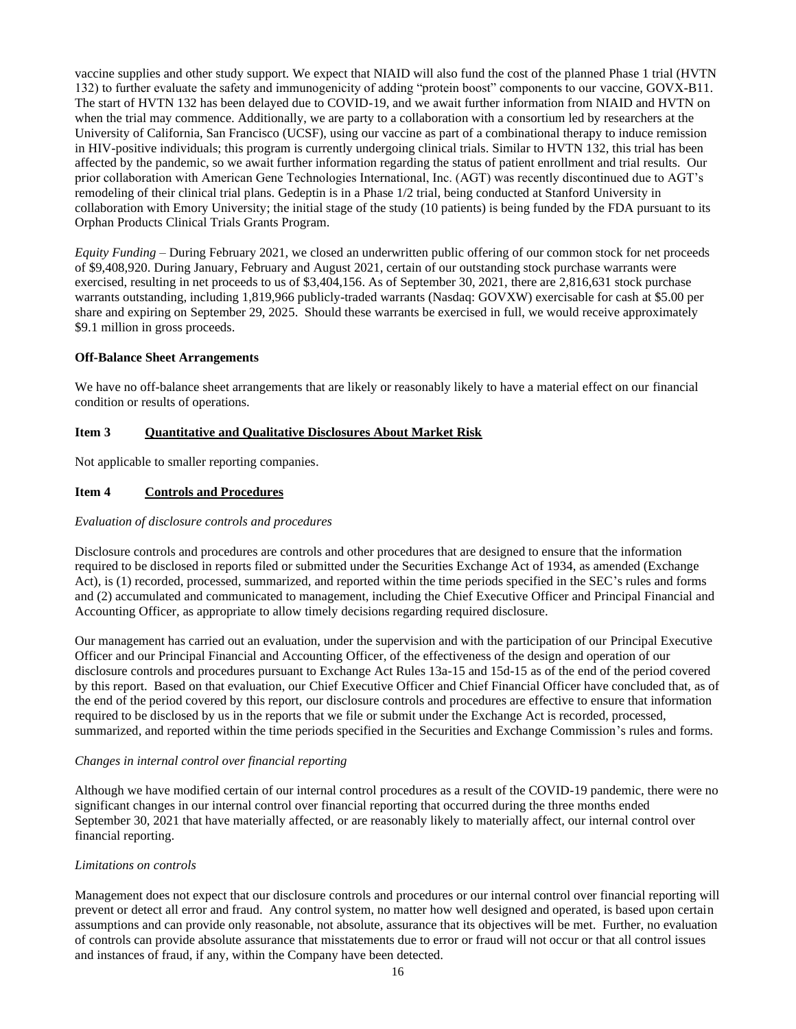vaccine supplies and other study support. We expect that NIAID will also fund the cost of the planned Phase 1 trial (HVTN 132) to further evaluate the safety and immunogenicity of adding "protein boost" components to our vaccine, GOVX-B11. The start of HVTN 132 has been delayed due to COVID-19, and we await further information from NIAID and HVTN on when the trial may commence. Additionally, we are party to a collaboration with a consortium led by researchers at the University of California, San Francisco (UCSF), using our vaccine as part of a combinational therapy to induce remission in HIV-positive individuals; this program is currently undergoing clinical trials. Similar to HVTN 132, this trial has been affected by the pandemic, so we await further information regarding the status of patient enrollment and trial results. Our prior collaboration with American Gene Technologies International, Inc. (AGT) was recently discontinued due to AGT's remodeling of their clinical trial plans. Gedeptin is in a Phase 1/2 trial, being conducted at Stanford University in collaboration with Emory University; the initial stage of the study (10 patients) is being funded by the FDA pursuant to its Orphan Products Clinical Trials Grants Program.

*Equity Funding* – During February 2021, we closed an underwritten public offering of our common stock for net proceeds of $9,408,920. During January, February and August 2021, certain of our outstanding stock purchase warrants were exercised, resulting in net proceeds to us of $3,404,156. As of September 30, 2021, there are 2,816,631 stock purchase warrants outstanding, including 1,819,966 publicly-traded warrants (Nasdaq: GOVXW) exercisable for cash at $5.00 per share and expiring on September 29, 2025. Should these warrants be exercised in full, we would receive approximately $9.1 million in gross proceeds.

**Off-Balance Sheet Arrangements**

We have no off-balance sheet arrangements that are likely or reasonably likely to have a material effect on our financial condition or results of operations.

## Item 3 Quantitative and Qualitative Disclosures About Market Risk

Not applicable to smaller reporting companies.

## Item 4 Controls and Procedures

*Evaluation of disclosure controls and procedures*

Disclosure controls and procedures are controls and other procedures that are designed to ensure that the information required to be disclosed in reports filed or submitted under the Securities Exchange Act of 1934, as amended (Exchange Act), is (1) recorded, processed, summarized, and reported within the time periods specified in the SEC's rules and forms and (2) accumulated and communicated to management, including the Chief Executive Officer and Principal Financial and Accounting Officer, as appropriate to allow timely decisions regarding required disclosure.

Our management has carried out an evaluation, under the supervision and with the participation of our Principal Executive Officer and our Principal Financial and Accounting Officer, of the effectiveness of the design and operation of our disclosure controls and procedures pursuant to Exchange Act Rules 13a-15 and 15d-15 as of the end of the period covered by this report. Based on that evaluation, our Chief Executive Officer and Chief Financial Officer have concluded that, as of the end of the period covered by this report, our disclosure controls and procedures are effective to ensure that information required to be disclosed by us in the reports that we file or submit under the Exchange Act is recorded, processed, summarized, and reported within the time periods specified in the Securities and Exchange Commission's rules and forms.

*Changes in internal control over financial reporting*

Although we have modified certain of our internal control procedures as a result of the COVID-19 pandemic, there were no significant changes in our internal control over financial reporting that occurred during the three months ended September 30, 2021 that have materially affected, or are reasonably likely to materially affect, our internal control over financial reporting.

*Limitations on controls*

Management does not expect that our disclosure controls and procedures or our internal control over financial reporting will prevent or detect all error and fraud. Any control system, no matter how well designed and operated, is based upon certain assumptions and can provide only reasonable, not absolute, assurance that its objectives will be met. Further, no evaluation of controls can provide absolute assurance that misstatements due to error or fraud will not occur or that all control issues and instances of fraud, if any, within the Company have been detected.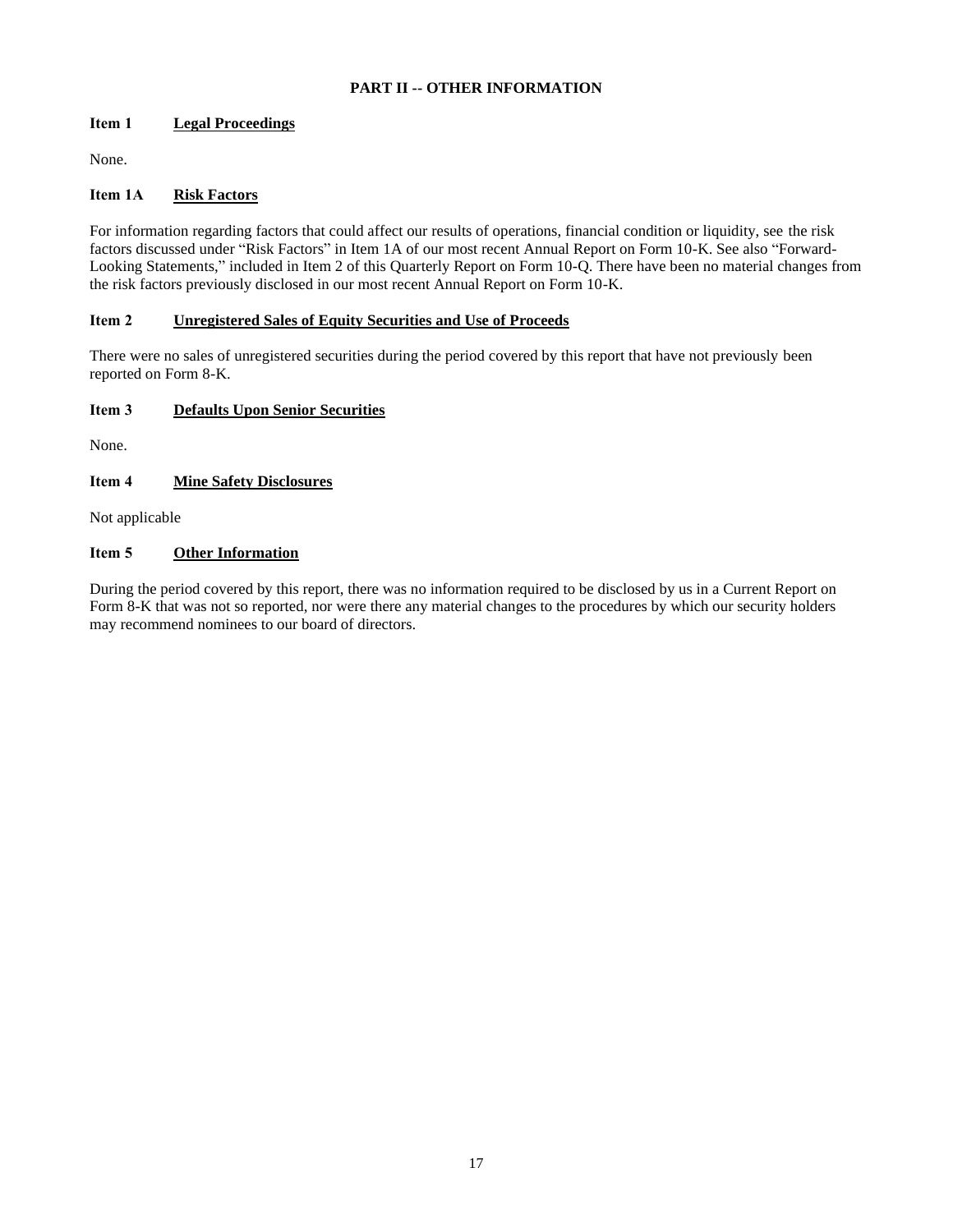## PART II -- OTHER INFORMATION

### Item 1 Legal Proceedings

None.

### Item 1A Risk Factors

For information regarding factors that could affect our results of operations, financial condition or liquidity, see the risk factors discussed under "Risk Factors" in Item 1A of our most recent Annual Report on Form 10-K. See also "Forward-Looking Statements," included in Item 2 of this Quarterly Report on Form 10-Q. There have been no material changes from the risk factors previously disclosed in our most recent Annual Report on Form 10-K.

### Item 2 Unregistered Sales of Equity Securities and Use of Proceeds

There were no sales of unregistered securities during the period covered by this report that have not previously been reported on Form 8-K.

### Item 3 Defaults Upon Senior Securities

None.

### Item 4 Mine Safety Disclosures

Not applicable

### Item 5 Other Information

During the period covered by this report, there was no information required to be disclosed by us in a Current Report on Form 8-K that was not so reported, nor were there any material changes to the procedures by which our security holders may recommend nominees to our board of directors.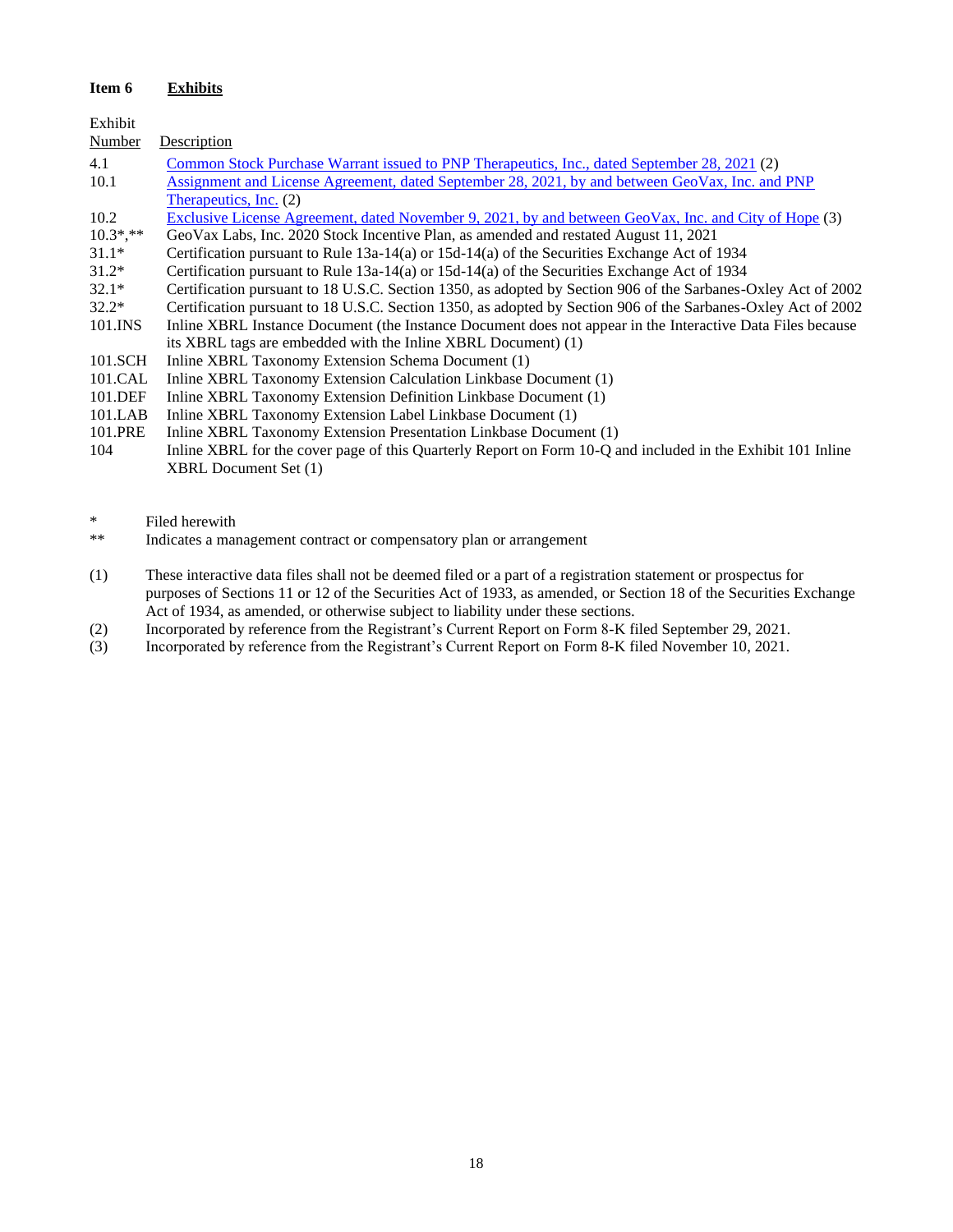**Item 6 Exhibits**

| Exhibit Number | Description |
|---|---|
| 4.1 | Common Stock Purchase Warrant issued to PNP Therapeutics, Inc., dated September 28, 2021 (2) |
| 10.1 | Assignment and License Agreement, dated September 28, 2021, by and between GeoVax, Inc. and PNP Therapeutics, Inc. (2) |
| 10.2 | Exclusive License Agreement, dated November 9, 2021, by and between GeoVax, Inc. and City of Hope (3) |
| 10.3*,** | GeoVax Labs, Inc. 2020 Stock Incentive Plan, as amended and restated August 11, 2021 |
| 31.1* | Certification pursuant to Rule 13a-14(a) or 15d-14(a) of the Securities Exchange Act of 1934 |
| 31.2* | Certification pursuant to Rule 13a-14(a) or 15d-14(a) of the Securities Exchange Act of 1934 |
| 32.1* | Certification pursuant to 18 U.S.C. Section 1350, as adopted by Section 906 of the Sarbanes-Oxley Act of 2002 |
| 32.2* | Certification pursuant to 18 U.S.C. Section 1350, as adopted by Section 906 of the Sarbanes-Oxley Act of 2002 |
| 101.INS | Inline XBRL Instance Document (the Instance Document does not appear in the Interactive Data Files because its XBRL tags are embedded with the Inline XBRL Document) (1) |
| 101.SCH | Inline XBRL Taxonomy Extension Schema Document (1) |
| 101.CAL | Inline XBRL Taxonomy Extension Calculation Linkbase Document (1) |
| 101.DEF | Inline XBRL Taxonomy Extension Definition Linkbase Document (1) |
| 101.LAB | Inline XBRL Taxonomy Extension Label Linkbase Document (1) |
| 101.PRE | Inline XBRL Taxonomy Extension Presentation Linkbase Document (1) |
| 104 | Inline XBRL for the cover page of this Quarterly Report on Form 10-Q and included in the Exhibit 101 Inline XBRL Document Set (1) |

\* Filed herewith

\*\* Indicates a management contract or compensatory plan or arrangement

(1) These interactive data files shall not be deemed filed or a part of a registration statement or prospectus for purposes of Sections 11 or 12 of the Securities Act of 1933, as amended, or Section 18 of the Securities Exchange Act of 1934, as amended, or otherwise subject to liability under these sections.

(2) Incorporated by reference from the Registrant's Current Report on Form 8-K filed September 29, 2021.

(3) Incorporated by reference from the Registrant's Current Report on Form 8-K filed November 10, 2021.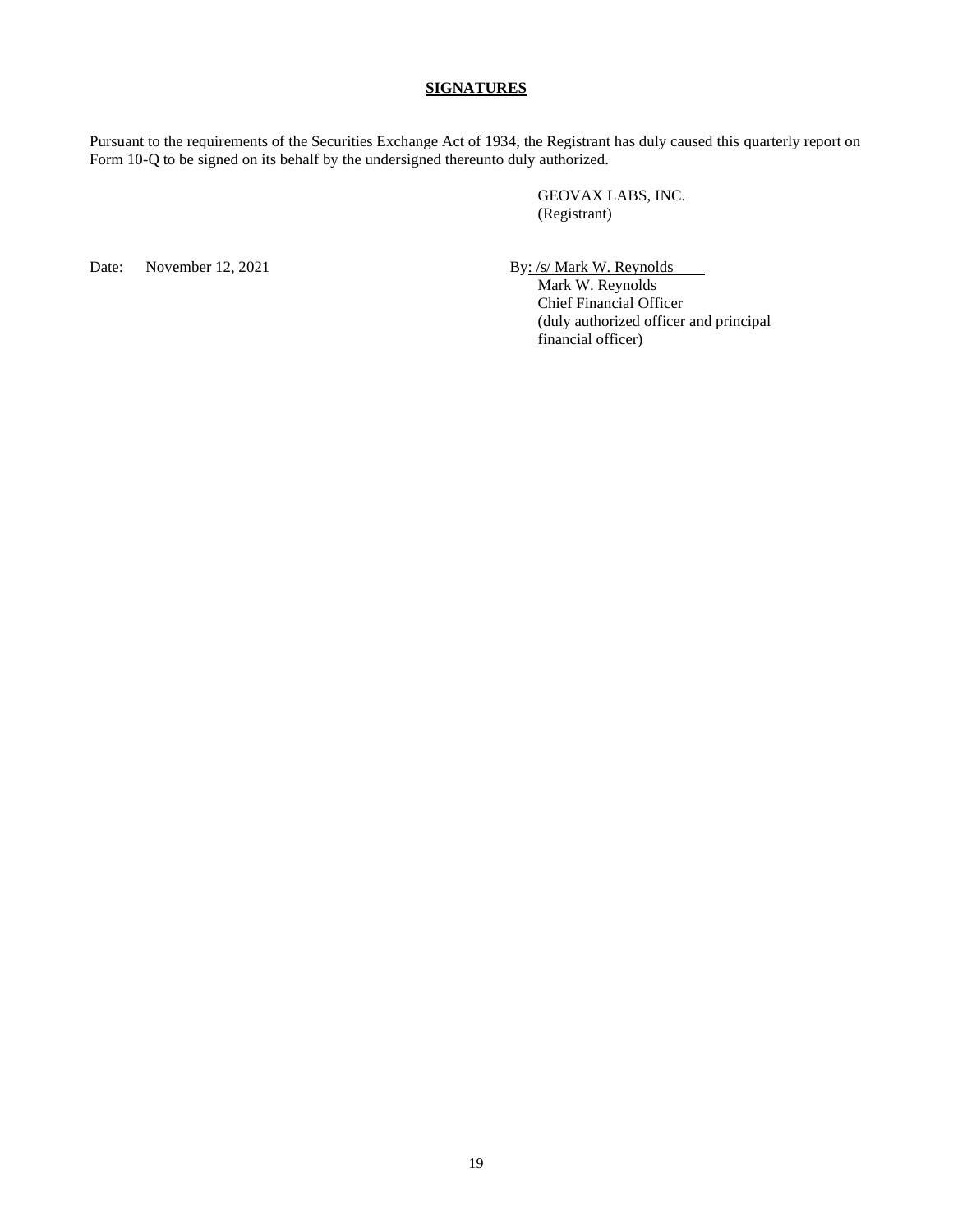**SIGNATURES**

Pursuant to the requirements of the Securities Exchange Act of 1934, the Registrant has duly caused this quarterly report on Form 10-Q to be signed on its behalf by the undersigned thereunto duly authorized.

GEOVAX LABS, INC.
(Registrant)

Date: November 12, 2021

By: /s/ Mark W. Reynolds
Mark W. Reynolds
Chief Financial Officer
(duly authorized officer and principal financial officer)